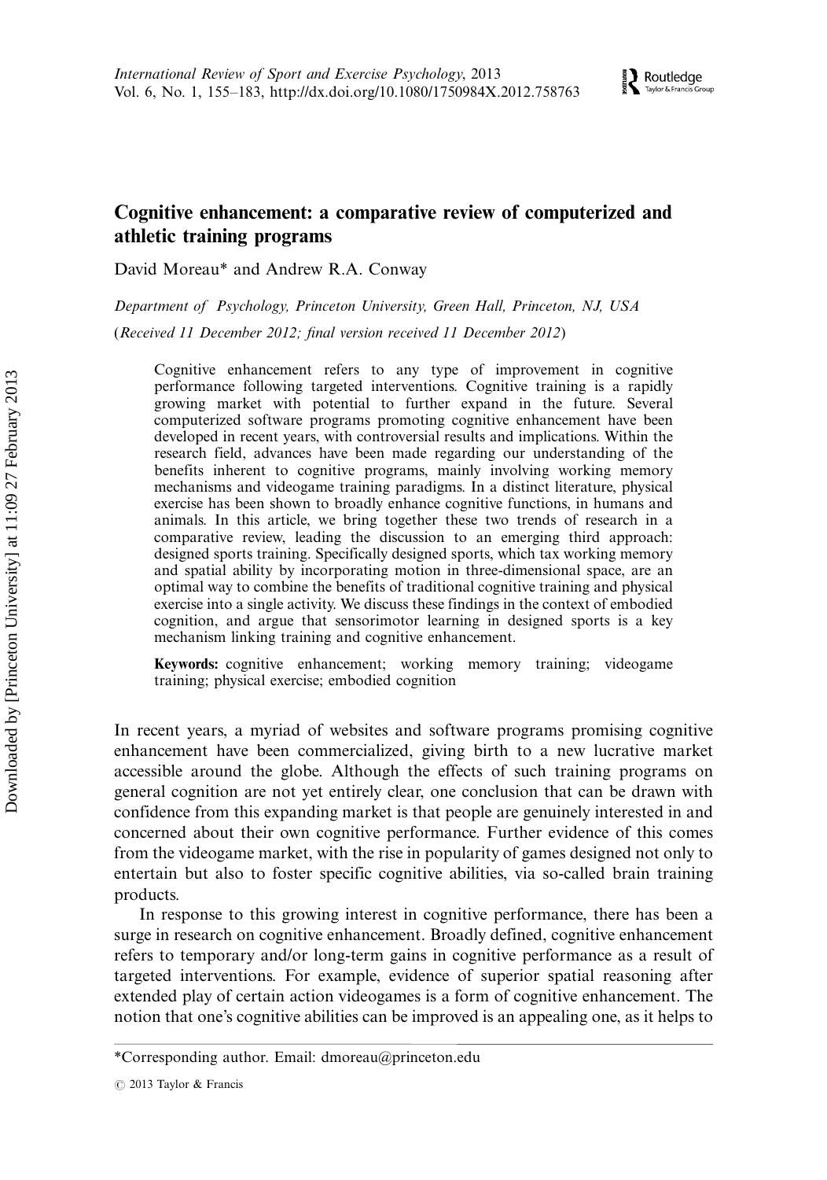# Cognitive enhancement: a comparative review of computerized and athletic training programs

David Moreau* and Andrew R.A. Conway

*Department of Psychology, Princeton University, Green Hall, Princeton, NJ, USA*

(*Received 11 December 2012; final version received 11 December 2012*)

> Cognitive enhancement refers to any type of improvement in cognitive performance following targeted interventions. Cognitive training is a rapidly growing market with potential to further expand in the future. Several computerized software programs promoting cognitive enhancement have been developed in recent years, with controversial results and implications. Within the research field, advances have been made regarding our understanding of the benefits inherent to cognitive programs, mainly involving working memory mechanisms and videogame training paradigms. In a distinct literature, physical exercise has been shown to broadly enhance cognitive functions, in humans and animals. In this article, we bring together these two trends of research in a comparative review, leading the discussion to an emerging third approach: designed sports training. Specifically designed sports, which tax working memory and spatial ability by incorporating motion in three-dimensional space, are an optimal way to combine the benefits of traditional cognitive training and physical exercise into a single activity. We discuss these findings in the context of embodied cognition, and argue that sensorimotor learning in designed sports is a key mechanism linking training and cognitive enhancement.
>
> **Keywords:** cognitive enhancement; working memory training; videogame training; physical exercise; embodied cognition

In recent years, a myriad of websites and software programs promising cognitive enhancement have been commercialized, giving birth to a new lucrative market accessible around the globe. Although the effects of such training programs on general cognition are not yet entirely clear, one conclusion that can be drawn with confidence from this expanding market is that people are genuinely interested in and concerned about their own cognitive performance. Further evidence of this comes from the videogame market, with the rise in popularity of games designed not only to entertain but also to foster specific cognitive abilities, via so-called brain training products.

In response to this growing interest in cognitive performance, there has been a surge in research on cognitive enhancement. Broadly defined, cognitive enhancement refers to temporary and/or long-term gains in cognitive performance as a result of targeted interventions. For example, evidence of superior spatial reasoning after extended play of certain action videogames is a form of cognitive enhancement. The notion that one's cognitive abilities can be improved is an appealing one, as it helps to

*Corresponding author. Email: dmoreau@princeton.edu

© 2013 Taylor & Francis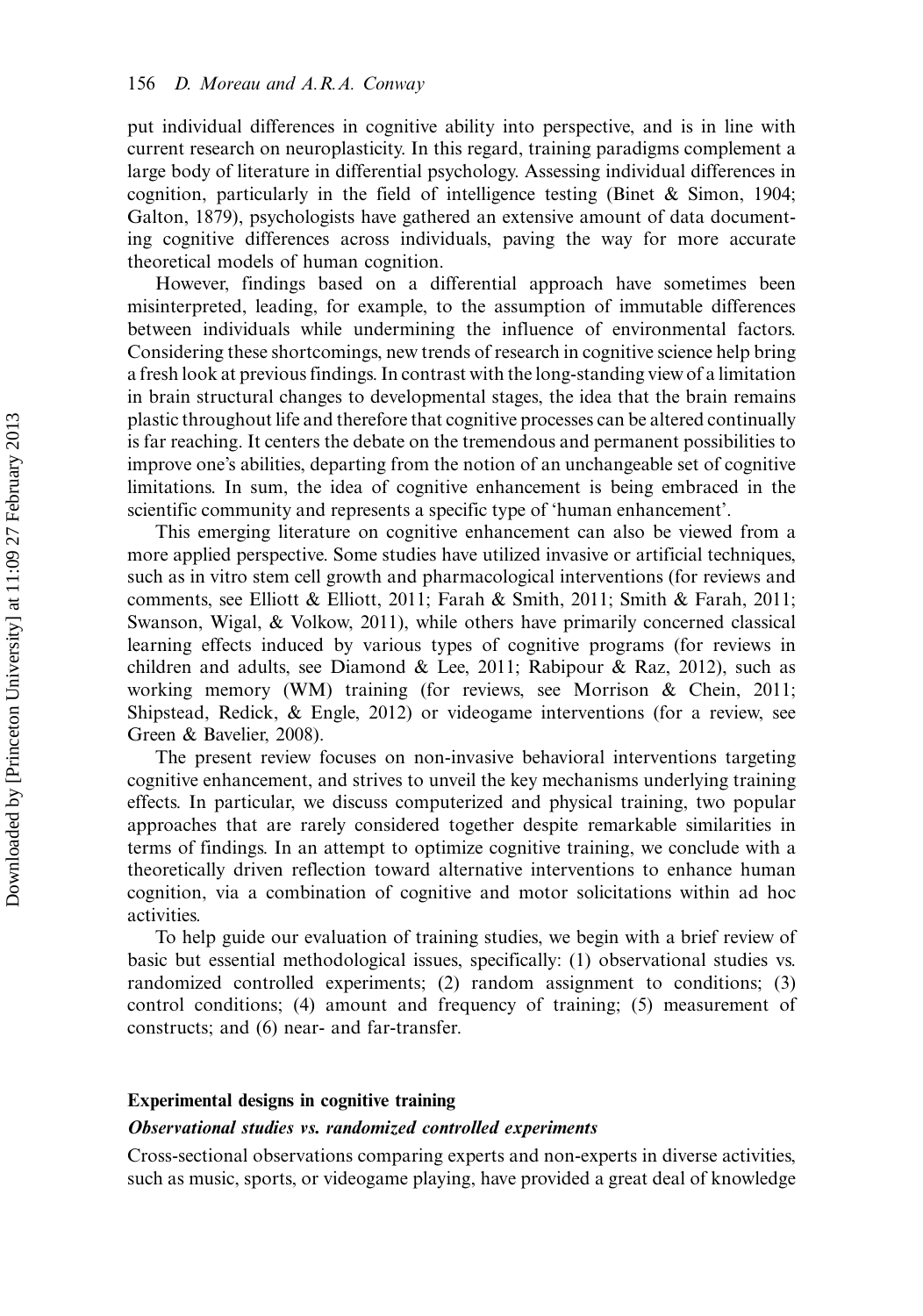put individual differences in cognitive ability into perspective, and is in line with current research on neuroplasticity. In this regard, training paradigms complement a large body of literature in differential psychology. Assessing individual differences in cognition, particularly in the field of intelligence testing (Binet & Simon, 1904; Galton, 1879), psychologists have gathered an extensive amount of data documenting cognitive differences across individuals, paving the way for more accurate theoretical models of human cognition.

However, findings based on a differential approach have sometimes been misinterpreted, leading, for example, to the assumption of immutable differences between individuals while undermining the influence of environmental factors. Considering these shortcomings, new trends of research in cognitive science help bring a fresh look at previous findings. In contrast with the long-standing view of a limitation in brain structural changes to developmental stages, the idea that the brain remains plastic throughout life and therefore that cognitive processes can be altered continually is far reaching. It centers the debate on the tremendous and permanent possibilities to improve one's abilities, departing from the notion of an unchangeable set of cognitive limitations. In sum, the idea of cognitive enhancement is being embraced in the scientific community and represents a specific type of 'human enhancement'.

This emerging literature on cognitive enhancement can also be viewed from a more applied perspective. Some studies have utilized invasive or artificial techniques, such as in vitro stem cell growth and pharmacological interventions (for reviews and comments, see Elliott & Elliott, 2011; Farah & Smith, 2011; Smith & Farah, 2011; Swanson, Wigal, & Volkow, 2011), while others have primarily concerned classical learning effects induced by various types of cognitive programs (for reviews in children and adults, see Diamond & Lee, 2011; Rabipour & Raz, 2012), such as working memory (WM) training (for reviews, see Morrison & Chein, 2011; Shipstead, Redick, & Engle, 2012) or videogame interventions (for a review, see Green & Bavelier, 2008).

The present review focuses on non-invasive behavioral interventions targeting cognitive enhancement, and strives to unveil the key mechanisms underlying training effects. In particular, we discuss computerized and physical training, two popular approaches that are rarely considered together despite remarkable similarities in terms of findings. In an attempt to optimize cognitive training, we conclude with a theoretically driven reflection toward alternative interventions to enhance human cognition, via a combination of cognitive and motor solicitations within ad hoc activities.

To help guide our evaluation of training studies, we begin with a brief review of basic but essential methodological issues, specifically: (1) observational studies vs. randomized controlled experiments; (2) random assignment to conditions; (3) control conditions; (4) amount and frequency of training; (5) measurement of constructs; and (6) near- and far-transfer.

## Experimental designs in cognitive training

### *Observational studies vs. randomized controlled experiments*

Cross-sectional observations comparing experts and non-experts in diverse activities, such as music, sports, or videogame playing, have provided a great deal of knowledge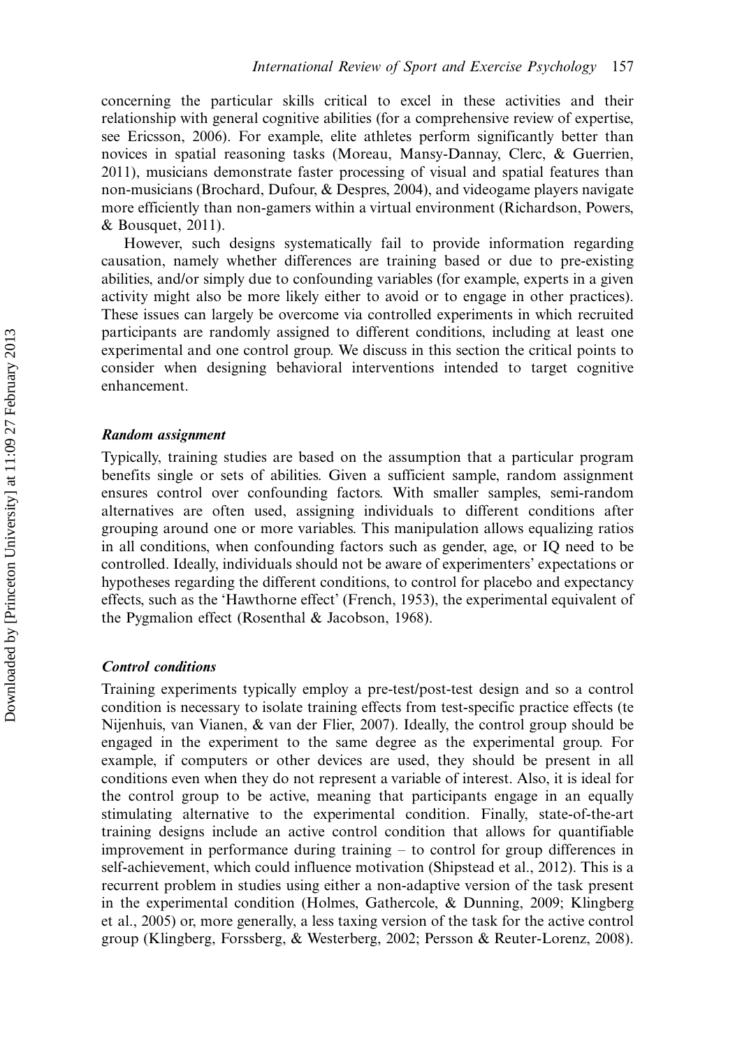concerning the particular skills critical to excel in these activities and their relationship with general cognitive abilities (for a comprehensive review of expertise, see Ericsson, 2006). For example, elite athletes perform significantly better than novices in spatial reasoning tasks (Moreau, Mansy-Dannay, Clerc, & Guerrien, 2011), musicians demonstrate faster processing of visual and spatial features than non-musicians (Brochard, Dufour, & Despres, 2004), and videogame players navigate more efficiently than non-gamers within a virtual environment (Richardson, Powers, & Bousquet, 2011).

However, such designs systematically fail to provide information regarding causation, namely whether differences are training based or due to pre-existing abilities, and/or simply due to confounding variables (for example, experts in a given activity might also be more likely either to avoid or to engage in other practices). These issues can largely be overcome via controlled experiments in which recruited participants are randomly assigned to different conditions, including at least one experimental and one control group. We discuss in this section the critical points to consider when designing behavioral interventions intended to target cognitive enhancement.

### *Random assignment*

Typically, training studies are based on the assumption that a particular program benefits single or sets of abilities. Given a sufficient sample, random assignment ensures control over confounding factors. With smaller samples, semi-random alternatives are often used, assigning individuals to different conditions after grouping around one or more variables. This manipulation allows equalizing ratios in all conditions, when confounding factors such as gender, age, or IQ need to be controlled. Ideally, individuals should not be aware of experimenters' expectations or hypotheses regarding the different conditions, to control for placebo and expectancy effects, such as the 'Hawthorne effect' (French, 1953), the experimental equivalent of the Pygmalion effect (Rosenthal & Jacobson, 1968).

### *Control conditions*

Training experiments typically employ a pre-test/post-test design and so a control condition is necessary to isolate training effects from test-specific practice effects (te Nijenhuis, van Vianen, & van der Flier, 2007). Ideally, the control group should be engaged in the experiment to the same degree as the experimental group. For example, if computers or other devices are used, they should be present in all conditions even when they do not represent a variable of interest. Also, it is ideal for the control group to be active, meaning that participants engage in an equally stimulating alternative to the experimental condition. Finally, state-of-the-art training designs include an active control condition that allows for quantifiable improvement in performance during training – to control for group differences in self-achievement, which could influence motivation (Shipstead et al., 2012). This is a recurrent problem in studies using either a non-adaptive version of the task present in the experimental condition (Holmes, Gathercole, & Dunning, 2009; Klingberg et al., 2005) or, more generally, a less taxing version of the task for the active control group (Klingberg, Forssberg, & Westerberg, 2002; Persson & Reuter-Lorenz, 2008).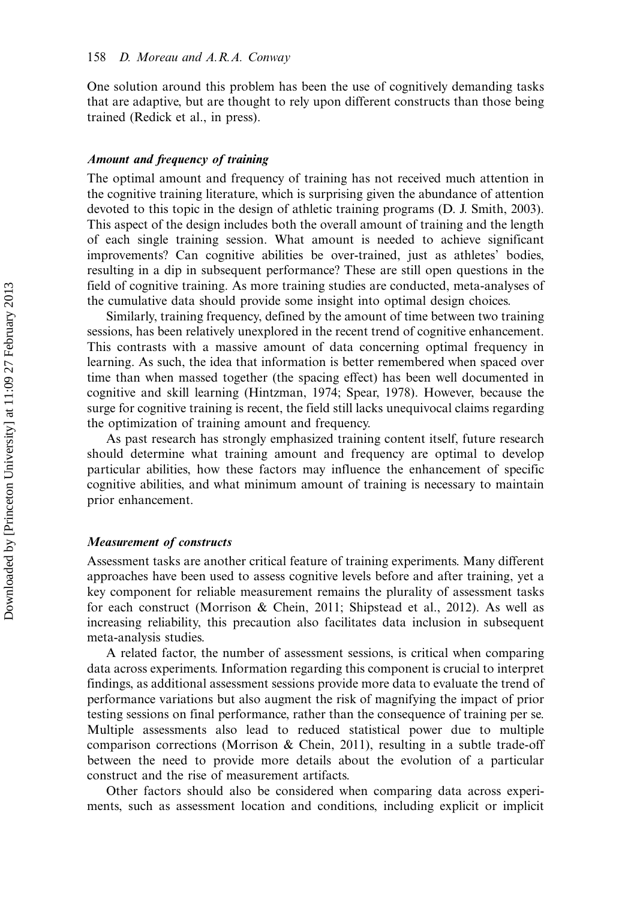One solution around this problem has been the use of cognitively demanding tasks that are adaptive, but are thought to rely upon different constructs than those being trained (Redick et al., in press).

### *Amount and frequency of training*

The optimal amount and frequency of training has not received much attention in the cognitive training literature, which is surprising given the abundance of attention devoted to this topic in the design of athletic training programs (D. J. Smith, 2003). This aspect of the design includes both the overall amount of training and the length of each single training session. What amount is needed to achieve significant improvements? Can cognitive abilities be over-trained, just as athletes' bodies, resulting in a dip in subsequent performance? These are still open questions in the field of cognitive training. As more training studies are conducted, meta-analyses of the cumulative data should provide some insight into optimal design choices.

Similarly, training frequency, defined by the amount of time between two training sessions, has been relatively unexplored in the recent trend of cognitive enhancement. This contrasts with a massive amount of data concerning optimal frequency in learning. As such, the idea that information is better remembered when spaced over time than when massed together (the spacing effect) has been well documented in cognitive and skill learning (Hintzman, 1974; Spear, 1978). However, because the surge for cognitive training is recent, the field still lacks unequivocal claims regarding the optimization of training amount and frequency.

As past research has strongly emphasized training content itself, future research should determine what training amount and frequency are optimal to develop particular abilities, how these factors may influence the enhancement of specific cognitive abilities, and what minimum amount of training is necessary to maintain prior enhancement.

### *Measurement of constructs*

Assessment tasks are another critical feature of training experiments. Many different approaches have been used to assess cognitive levels before and after training, yet a key component for reliable measurement remains the plurality of assessment tasks for each construct (Morrison & Chein, 2011; Shipstead et al., 2012). As well as increasing reliability, this precaution also facilitates data inclusion in subsequent meta-analysis studies.

A related factor, the number of assessment sessions, is critical when comparing data across experiments. Information regarding this component is crucial to interpret findings, as additional assessment sessions provide more data to evaluate the trend of performance variations but also augment the risk of magnifying the impact of prior testing sessions on final performance, rather than the consequence of training per se. Multiple assessments also lead to reduced statistical power due to multiple comparison corrections (Morrison & Chein, 2011), resulting in a subtle trade-off between the need to provide more details about the evolution of a particular construct and the rise of measurement artifacts.

Other factors should also be considered when comparing data across experiments, such as assessment location and conditions, including explicit or implicit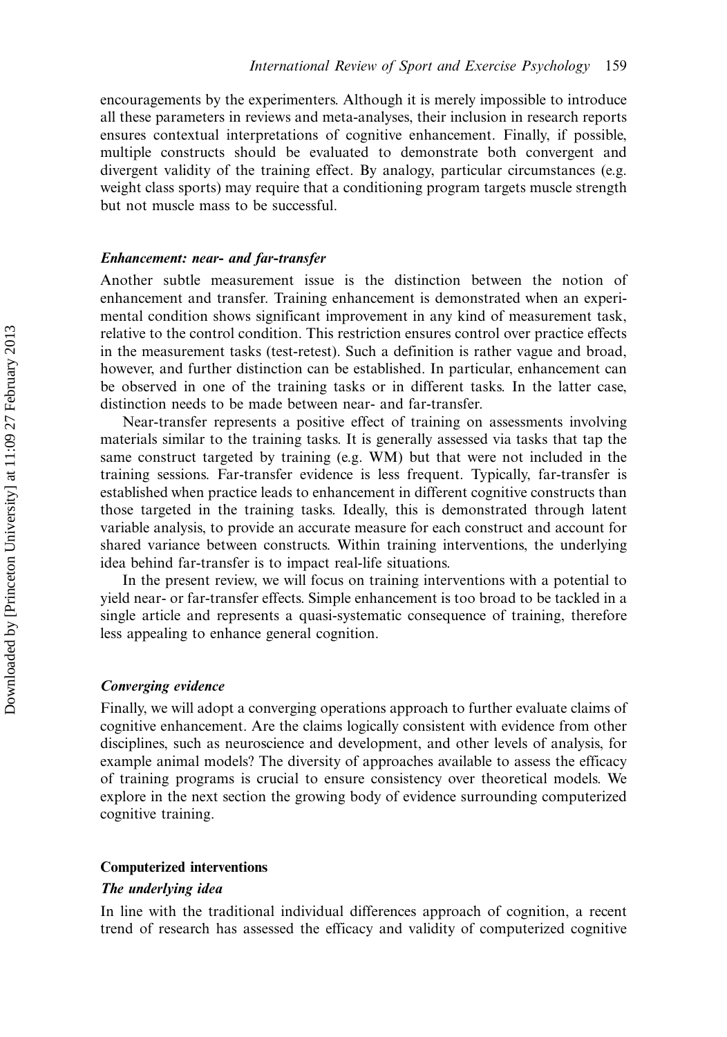encouragements by the experimenters. Although it is merely impossible to introduce all these parameters in reviews and meta-analyses, their inclusion in research reports ensures contextual interpretations of cognitive enhancement. Finally, if possible, multiple constructs should be evaluated to demonstrate both convergent and divergent validity of the training effect. By analogy, particular circumstances (e.g. weight class sports) may require that a conditioning program targets muscle strength but not muscle mass to be successful.

### *Enhancement: near- and far-transfer*

Another subtle measurement issue is the distinction between the notion of enhancement and transfer. Training enhancement is demonstrated when an experimental condition shows significant improvement in any kind of measurement task, relative to the control condition. This restriction ensures control over practice effects in the measurement tasks (test-retest). Such a definition is rather vague and broad, however, and further distinction can be established. In particular, enhancement can be observed in one of the training tasks or in different tasks. In the latter case, distinction needs to be made between near- and far-transfer.

Near-transfer represents a positive effect of training on assessments involving materials similar to the training tasks. It is generally assessed via tasks that tap the same construct targeted by training (e.g. WM) but that were not included in the training sessions. Far-transfer evidence is less frequent. Typically, far-transfer is established when practice leads to enhancement in different cognitive constructs than those targeted in the training tasks. Ideally, this is demonstrated through latent variable analysis, to provide an accurate measure for each construct and account for shared variance between constructs. Within training interventions, the underlying idea behind far-transfer is to impact real-life situations.

In the present review, we will focus on training interventions with a potential to yield near- or far-transfer effects. Simple enhancement is too broad to be tackled in a single article and represents a quasi-systematic consequence of training, therefore less appealing to enhance general cognition.

### *Converging evidence*

Finally, we will adopt a converging operations approach to further evaluate claims of cognitive enhancement. Are the claims logically consistent with evidence from other disciplines, such as neuroscience and development, and other levels of analysis, for example animal models? The diversity of approaches available to assess the efficacy of training programs is crucial to ensure consistency over theoretical models. We explore in the next section the growing body of evidence surrounding computerized cognitive training.

## Computerized interventions

### *The underlying idea*

In line with the traditional individual differences approach of cognition, a recent trend of research has assessed the efficacy and validity of computerized cognitive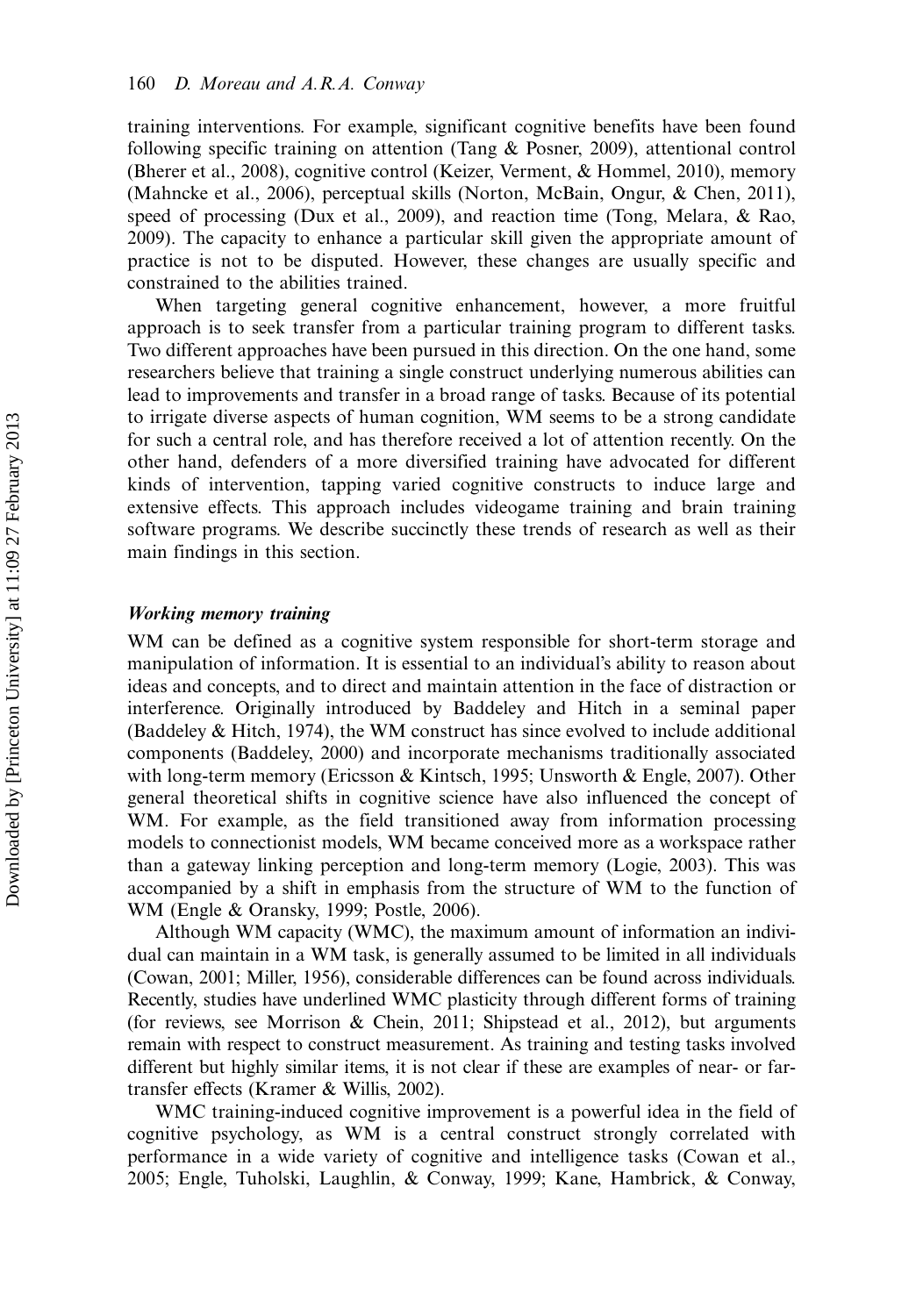training interventions. For example, significant cognitive benefits have been found following specific training on attention (Tang & Posner, 2009), attentional control (Bherer et al., 2008), cognitive control (Keizer, Verment, & Hommel, 2010), memory (Mahncke et al., 2006), perceptual skills (Norton, McBain, Ongur, & Chen, 2011), speed of processing (Dux et al., 2009), and reaction time (Tong, Melara, & Rao, 2009). The capacity to enhance a particular skill given the appropriate amount of practice is not to be disputed. However, these changes are usually specific and constrained to the abilities trained.

When targeting general cognitive enhancement, however, a more fruitful approach is to seek transfer from a particular training program to different tasks. Two different approaches have been pursued in this direction. On the one hand, some researchers believe that training a single construct underlying numerous abilities can lead to improvements and transfer in a broad range of tasks. Because of its potential to irrigate diverse aspects of human cognition, WM seems to be a strong candidate for such a central role, and has therefore received a lot of attention recently. On the other hand, defenders of a more diversified training have advocated for different kinds of intervention, tapping varied cognitive constructs to induce large and extensive effects. This approach includes videogame training and brain training software programs. We describe succinctly these trends of research as well as their main findings in this section.

### *Working memory training*

WM can be defined as a cognitive system responsible for short-term storage and manipulation of information. It is essential to an individual's ability to reason about ideas and concepts, and to direct and maintain attention in the face of distraction or interference. Originally introduced by Baddeley and Hitch in a seminal paper (Baddeley & Hitch, 1974), the WM construct has since evolved to include additional components (Baddeley, 2000) and incorporate mechanisms traditionally associated with long-term memory (Ericsson & Kintsch, 1995; Unsworth & Engle, 2007). Other general theoretical shifts in cognitive science have also influenced the concept of WM. For example, as the field transitioned away from information processing models to connectionist models, WM became conceived more as a workspace rather than a gateway linking perception and long-term memory (Logie, 2003). This was accompanied by a shift in emphasis from the structure of WM to the function of WM (Engle & Oransky, 1999; Postle, 2006).

Although WM capacity (WMC), the maximum amount of information an individual can maintain in a WM task, is generally assumed to be limited in all individuals (Cowan, 2001; Miller, 1956), considerable differences can be found across individuals. Recently, studies have underlined WMC plasticity through different forms of training (for reviews, see Morrison & Chein, 2011; Shipstead et al., 2012), but arguments remain with respect to construct measurement. As training and testing tasks involved different but highly similar items, it is not clear if these are examples of near- or far-transfer effects (Kramer & Willis, 2002).

WMC training-induced cognitive improvement is a powerful idea in the field of cognitive psychology, as WM is a central construct strongly correlated with performance in a wide variety of cognitive and intelligence tasks (Cowan et al., 2005; Engle, Tuholski, Laughlin, & Conway, 1999; Kane, Hambrick, & Conway,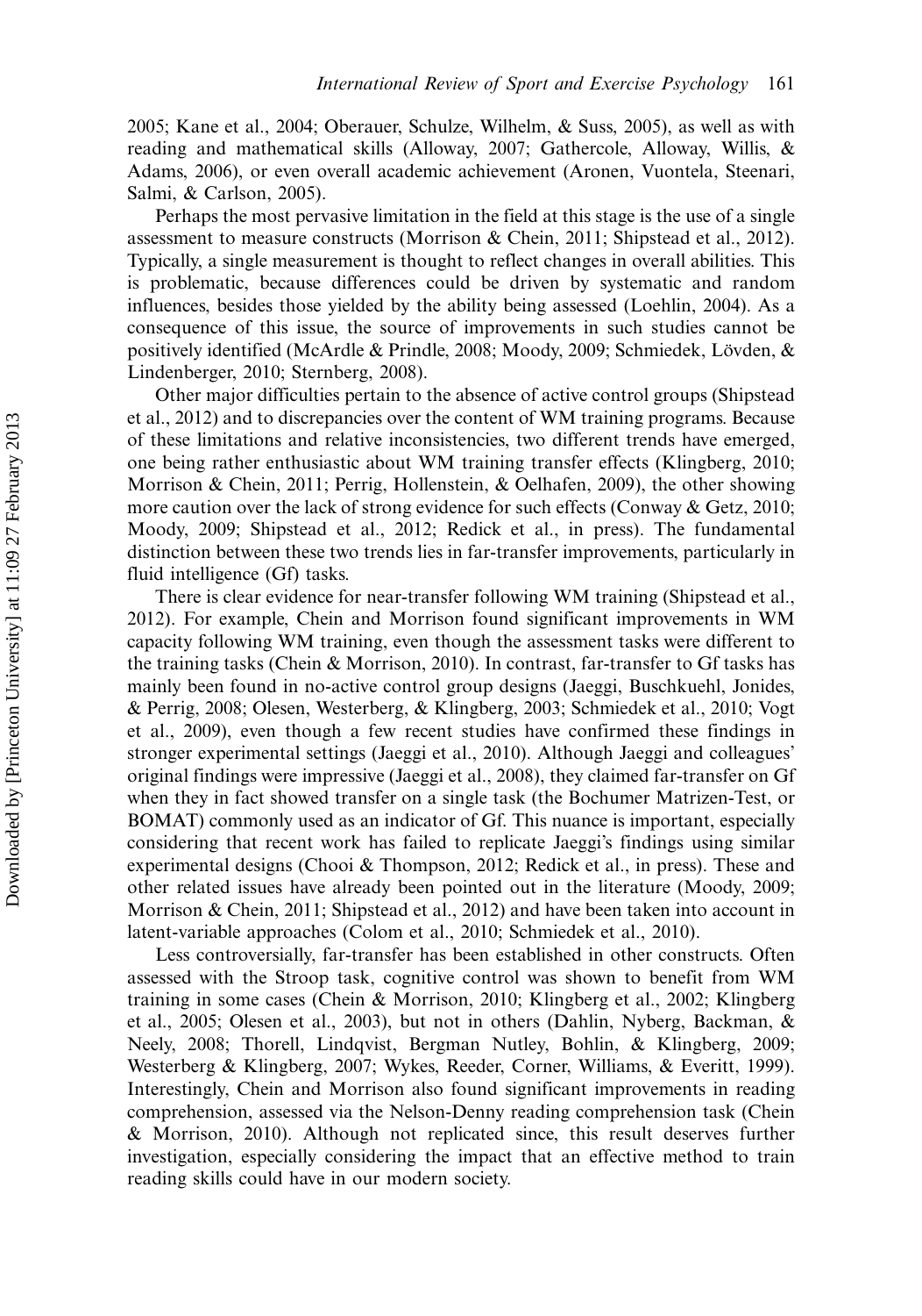2005; Kane et al., 2004; Oberauer, Schulze, Wilhelm, & Suss, 2005), as well as with reading and mathematical skills (Alloway, 2007; Gathercole, Alloway, Willis, & Adams, 2006), or even overall academic achievement (Aronen, Vuontela, Steenari, Salmi, & Carlson, 2005).

Perhaps the most pervasive limitation in the field at this stage is the use of a single assessment to measure constructs (Morrison & Chein, 2011; Shipstead et al., 2012). Typically, a single measurement is thought to reflect changes in overall abilities. This is problematic, because differences could be driven by systematic and random influences, besides those yielded by the ability being assessed (Loehlin, 2004). As a consequence of this issue, the source of improvements in such studies cannot be positively identified (McArdle & Prindle, 2008; Moody, 2009; Schmiedek, Lövden, & Lindenberger, 2010; Sternberg, 2008).

Other major difficulties pertain to the absence of active control groups (Shipstead et al., 2012) and to discrepancies over the content of WM training programs. Because of these limitations and relative inconsistencies, two different trends have emerged, one being rather enthusiastic about WM training transfer effects (Klingberg, 2010; Morrison & Chein, 2011; Perrig, Hollenstein, & Oelhafen, 2009), the other showing more caution over the lack of strong evidence for such effects (Conway & Getz, 2010; Moody, 2009; Shipstead et al., 2012; Redick et al., in press). The fundamental distinction between these two trends lies in far-transfer improvements, particularly in fluid intelligence (Gf) tasks.

There is clear evidence for near-transfer following WM training (Shipstead et al., 2012). For example, Chein and Morrison found significant improvements in WM capacity following WM training, even though the assessment tasks were different to the training tasks (Chein & Morrison, 2010). In contrast, far-transfer to Gf tasks has mainly been found in no-active control group designs (Jaeggi, Buschkuehl, Jonides, & Perrig, 2008; Olesen, Westerberg, & Klingberg, 2003; Schmiedek et al., 2010; Vogt et al., 2009), even though a few recent studies have confirmed these findings in stronger experimental settings (Jaeggi et al., 2010). Although Jaeggi and colleagues' original findings were impressive (Jaeggi et al., 2008), they claimed far-transfer on Gf when they in fact showed transfer on a single task (the Bochumer Matrizen-Test, or BOMAT) commonly used as an indicator of Gf. This nuance is important, especially considering that recent work has failed to replicate Jaeggi's findings using similar experimental designs (Chooi & Thompson, 2012; Redick et al., in press). These and other related issues have already been pointed out in the literature (Moody, 2009; Morrison & Chein, 2011; Shipstead et al., 2012) and have been taken into account in latent-variable approaches (Colom et al., 2010; Schmiedek et al., 2010).

Less controversially, far-transfer has been established in other constructs. Often assessed with the Stroop task, cognitive control was shown to benefit from WM training in some cases (Chein & Morrison, 2010; Klingberg et al., 2002; Klingberg et al., 2005; Olesen et al., 2003), but not in others (Dahlin, Nyberg, Backman, & Neely, 2008; Thorell, Lindqvist, Bergman Nutley, Bohlin, & Klingberg, 2009; Westerberg & Klingberg, 2007; Wykes, Reeder, Corner, Williams, & Everitt, 1999). Interestingly, Chein and Morrison also found significant improvements in reading comprehension, assessed via the Nelson-Denny reading comprehension task (Chein & Morrison, 2010). Although not replicated since, this result deserves further investigation, especially considering the impact that an effective method to train reading skills could have in our modern society.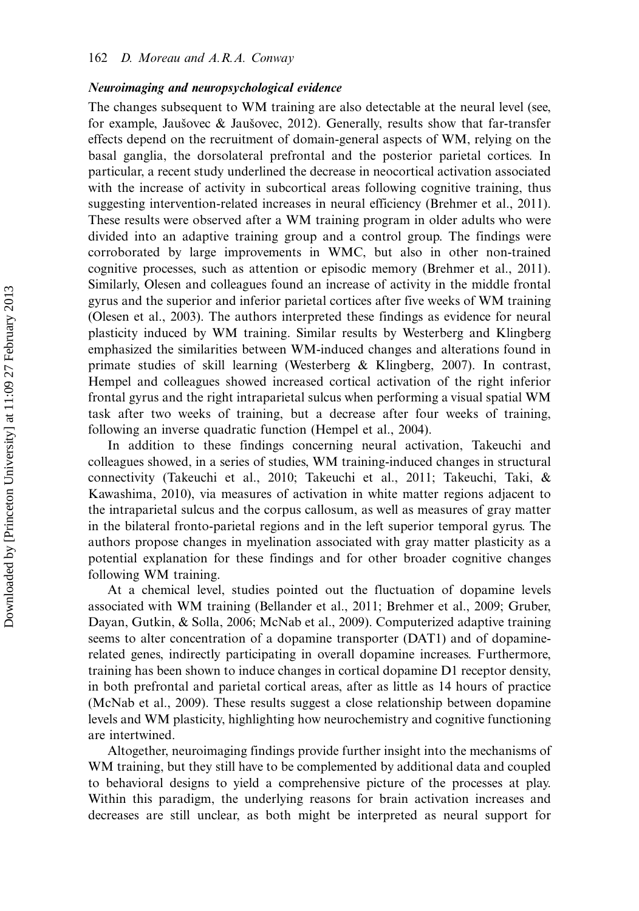### *Neuroimaging and neuropsychological evidence*

The changes subsequent to WM training are also detectable at the neural level (see, for example, Jaušovec & Jaušovec, 2012). Generally, results show that far-transfer effects depend on the recruitment of domain-general aspects of WM, relying on the basal ganglia, the dorsolateral prefrontal and the posterior parietal cortices. In particular, a recent study underlined the decrease in neocortical activation associated with the increase of activity in subcortical areas following cognitive training, thus suggesting intervention-related increases in neural efficiency (Brehmer et al., 2011). These results were observed after a WM training program in older adults who were divided into an adaptive training group and a control group. The findings were corroborated by large improvements in WMC, but also in other non-trained cognitive processes, such as attention or episodic memory (Brehmer et al., 2011). Similarly, Olesen and colleagues found an increase of activity in the middle frontal gyrus and the superior and inferior parietal cortices after five weeks of WM training (Olesen et al., 2003). The authors interpreted these findings as evidence for neural plasticity induced by WM training. Similar results by Westerberg and Klingberg emphasized the similarities between WM-induced changes and alterations found in primate studies of skill learning (Westerberg & Klingberg, 2007). In contrast, Hempel and colleagues showed increased cortical activation of the right inferior frontal gyrus and the right intraparietal sulcus when performing a visual spatial WM task after two weeks of training, but a decrease after four weeks of training, following an inverse quadratic function (Hempel et al., 2004).

In addition to these findings concerning neural activation, Takeuchi and colleagues showed, in a series of studies, WM training-induced changes in structural connectivity (Takeuchi et al., 2010; Takeuchi et al., 2011; Takeuchi, Taki, & Kawashima, 2010), via measures of activation in white matter regions adjacent to the intraparietal sulcus and the corpus callosum, as well as measures of gray matter in the bilateral fronto-parietal regions and in the left superior temporal gyrus. The authors propose changes in myelination associated with gray matter plasticity as a potential explanation for these findings and for other broader cognitive changes following WM training.

At a chemical level, studies pointed out the fluctuation of dopamine levels associated with WM training (Bellander et al., 2011; Brehmer et al., 2009; Gruber, Dayan, Gutkin, & Solla, 2006; McNab et al., 2009). Computerized adaptive training seems to alter concentration of a dopamine transporter (DAT1) and of dopamine-related genes, indirectly participating in overall dopamine increases. Furthermore, training has been shown to induce changes in cortical dopamine D1 receptor density, in both prefrontal and parietal cortical areas, after as little as 14 hours of practice (McNab et al., 2009). These results suggest a close relationship between dopamine levels and WM plasticity, highlighting how neurochemistry and cognitive functioning are intertwined.

Altogether, neuroimaging findings provide further insight into the mechanisms of WM training, but they still have to be complemented by additional data and coupled to behavioral designs to yield a comprehensive picture of the processes at play. Within this paradigm, the underlying reasons for brain activation increases and decreases are still unclear, as both might be interpreted as neural support for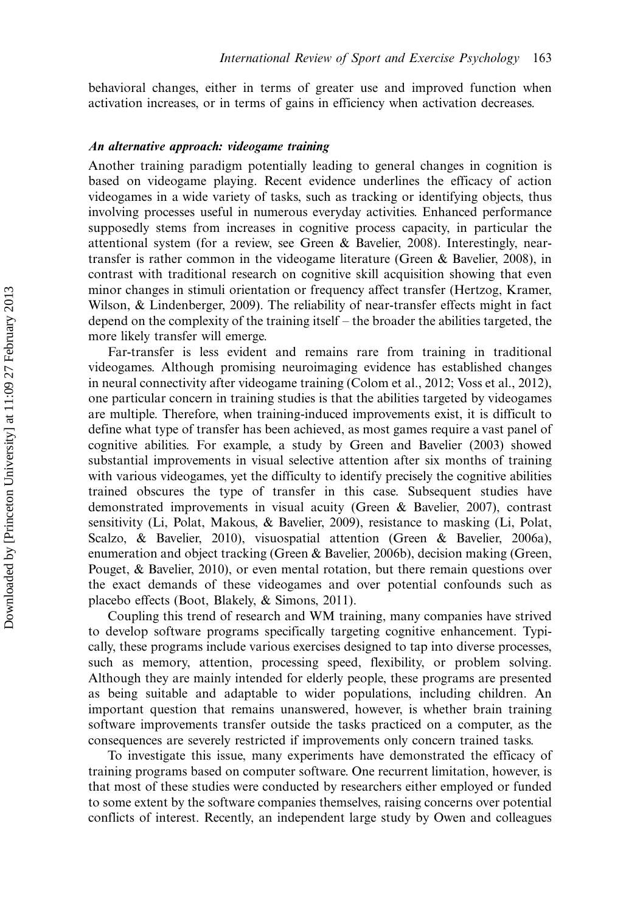behavioral changes, either in terms of greater use and improved function when activation increases, or in terms of gains in efficiency when activation decreases.

### *An alternative approach: videogame training*

Another training paradigm potentially leading to general changes in cognition is based on videogame playing. Recent evidence underlines the efficacy of action videogames in a wide variety of tasks, such as tracking or identifying objects, thus involving processes useful in numerous everyday activities. Enhanced performance supposedly stems from increases in cognitive process capacity, in particular the attentional system (for a review, see Green & Bavelier, 2008). Interestingly, near-transfer is rather common in the videogame literature (Green & Bavelier, 2008), in contrast with traditional research on cognitive skill acquisition showing that even minor changes in stimuli orientation or frequency affect transfer (Hertzog, Kramer, Wilson, & Lindenberger, 2009). The reliability of near-transfer effects might in fact depend on the complexity of the training itself – the broader the abilities targeted, the more likely transfer will emerge.

Far-transfer is less evident and remains rare from training in traditional videogames. Although promising neuroimaging evidence has established changes in neural connectivity after videogame training (Colom et al., 2012; Voss et al., 2012), one particular concern in training studies is that the abilities targeted by videogames are multiple. Therefore, when training-induced improvements exist, it is difficult to define what type of transfer has been achieved, as most games require a vast panel of cognitive abilities. For example, a study by Green and Bavelier (2003) showed substantial improvements in visual selective attention after six months of training with various videogames, yet the difficulty to identify precisely the cognitive abilities trained obscures the type of transfer in this case. Subsequent studies have demonstrated improvements in visual acuity (Green & Bavelier, 2007), contrast sensitivity (Li, Polat, Makous, & Bavelier, 2009), resistance to masking (Li, Polat, Scalzo, & Bavelier, 2010), visuospatial attention (Green & Bavelier, 2006a), enumeration and object tracking (Green & Bavelier, 2006b), decision making (Green, Pouget, & Bavelier, 2010), or even mental rotation, but there remain questions over the exact demands of these videogames and over potential confounds such as placebo effects (Boot, Blakely, & Simons, 2011).

Coupling this trend of research and WM training, many companies have strived to develop software programs specifically targeting cognitive enhancement. Typically, these programs include various exercises designed to tap into diverse processes, such as memory, attention, processing speed, flexibility, or problem solving. Although they are mainly intended for elderly people, these programs are presented as being suitable and adaptable to wider populations, including children. An important question that remains unanswered, however, is whether brain training software improvements transfer outside the tasks practiced on a computer, as the consequences are severely restricted if improvements only concern trained tasks.

To investigate this issue, many experiments have demonstrated the efficacy of training programs based on computer software. One recurrent limitation, however, is that most of these studies were conducted by researchers either employed or funded to some extent by the software companies themselves, raising concerns over potential conflicts of interest. Recently, an independent large study by Owen and colleagues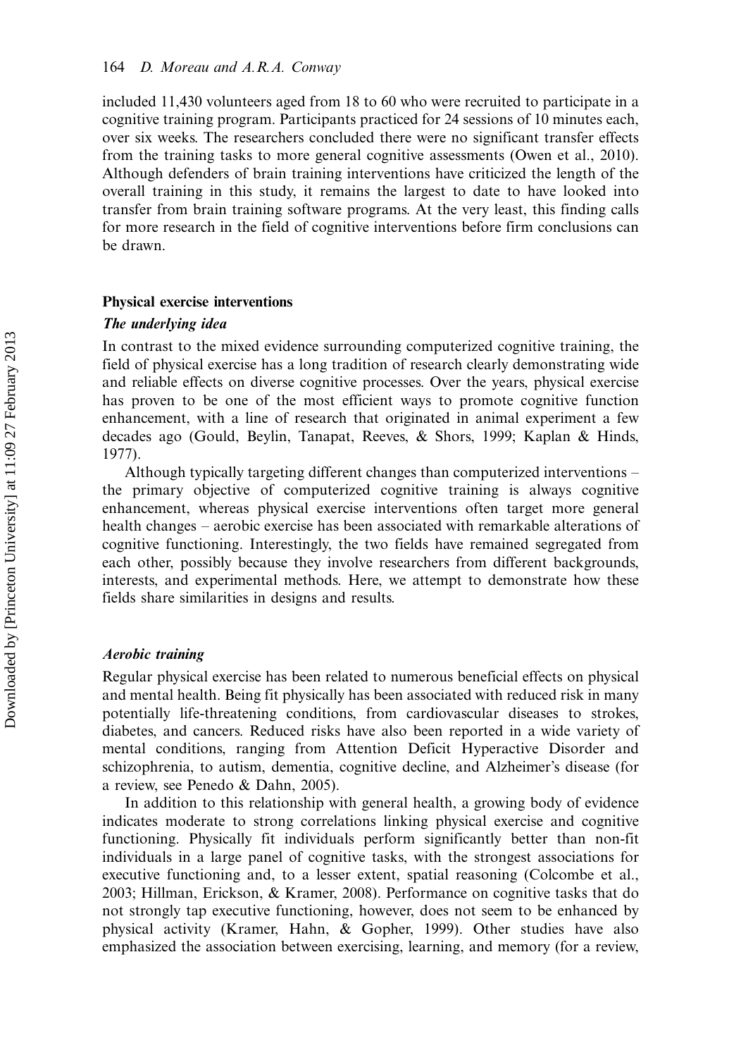included 11,430 volunteers aged from 18 to 60 who were recruited to participate in a cognitive training program. Participants practiced for 24 sessions of 10 minutes each, over six weeks. The researchers concluded there were no significant transfer effects from the training tasks to more general cognitive assessments (Owen et al., 2010). Although defenders of brain training interventions have criticized the length of the overall training in this study, it remains the largest to date to have looked into transfer from brain training software programs. At the very least, this finding calls for more research in the field of cognitive interventions before firm conclusions can be drawn.

## Physical exercise interventions

### *The underlying idea*

In contrast to the mixed evidence surrounding computerized cognitive training, the field of physical exercise has a long tradition of research clearly demonstrating wide and reliable effects on diverse cognitive processes. Over the years, physical exercise has proven to be one of the most efficient ways to promote cognitive function enhancement, with a line of research that originated in animal experiment a few decades ago (Gould, Beylin, Tanapat, Reeves, & Shors, 1999; Kaplan & Hinds, 1977).

Although typically targeting different changes than computerized interventions – the primary objective of computerized cognitive training is always cognitive enhancement, whereas physical exercise interventions often target more general health changes – aerobic exercise has been associated with remarkable alterations of cognitive functioning. Interestingly, the two fields have remained segregated from each other, possibly because they involve researchers from different backgrounds, interests, and experimental methods. Here, we attempt to demonstrate how these fields share similarities in designs and results.

### *Aerobic training*

Regular physical exercise has been related to numerous beneficial effects on physical and mental health. Being fit physically has been associated with reduced risk in many potentially life-threatening conditions, from cardiovascular diseases to strokes, diabetes, and cancers. Reduced risks have also been reported in a wide variety of mental conditions, ranging from Attention Deficit Hyperactive Disorder and schizophrenia, to autism, dementia, cognitive decline, and Alzheimer's disease (for a review, see Penedo & Dahn, 2005).

In addition to this relationship with general health, a growing body of evidence indicates moderate to strong correlations linking physical exercise and cognitive functioning. Physically fit individuals perform significantly better than non-fit individuals in a large panel of cognitive tasks, with the strongest associations for executive functioning and, to a lesser extent, spatial reasoning (Colcombe et al., 2003; Hillman, Erickson, & Kramer, 2008). Performance on cognitive tasks that do not strongly tap executive functioning, however, does not seem to be enhanced by physical activity (Kramer, Hahn, & Gopher, 1999). Other studies have also emphasized the association between exercising, learning, and memory (for a review,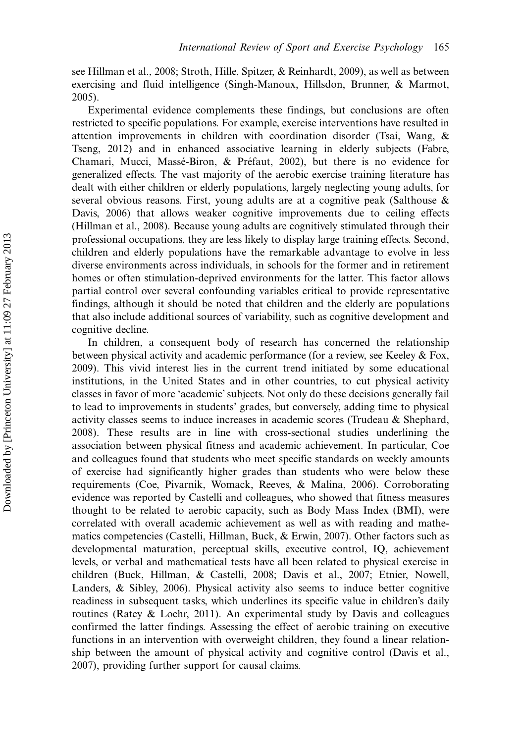see Hillman et al., 2008; Stroth, Hille, Spitzer, & Reinhardt, 2009), as well as between exercising and fluid intelligence (Singh-Manoux, Hillsdon, Brunner, & Marmot, 2005).

Experimental evidence complements these findings, but conclusions are often restricted to specific populations. For example, exercise interventions have resulted in attention improvements in children with coordination disorder (Tsai, Wang, & Tseng, 2012) and in enhanced associative learning in elderly subjects (Fabre, Chamari, Mucci, Massé-Biron, & Préfaut, 2002), but there is no evidence for generalized effects. The vast majority of the aerobic exercise training literature has dealt with either children or elderly populations, largely neglecting young adults, for several obvious reasons. First, young adults are at a cognitive peak (Salthouse & Davis, 2006) that allows weaker cognitive improvements due to ceiling effects (Hillman et al., 2008). Because young adults are cognitively stimulated through their professional occupations, they are less likely to display large training effects. Second, children and elderly populations have the remarkable advantage to evolve in less diverse environments across individuals, in schools for the former and in retirement homes or often stimulation-deprived environments for the latter. This factor allows partial control over several confounding variables critical to provide representative findings, although it should be noted that children and the elderly are populations that also include additional sources of variability, such as cognitive development and cognitive decline.

In children, a consequent body of research has concerned the relationship between physical activity and academic performance (for a review, see Keeley & Fox, 2009). This vivid interest lies in the current trend initiated by some educational institutions, in the United States and in other countries, to cut physical activity classes in favor of more 'academic' subjects. Not only do these decisions generally fail to lead to improvements in students' grades, but conversely, adding time to physical activity classes seems to induce increases in academic scores (Trudeau & Shephard, 2008). These results are in line with cross-sectional studies underlining the association between physical fitness and academic achievement. In particular, Coe and colleagues found that students who meet specific standards on weekly amounts of exercise had significantly higher grades than students who were below these requirements (Coe, Pivarnik, Womack, Reeves, & Malina, 2006). Corroborating evidence was reported by Castelli and colleagues, who showed that fitness measures thought to be related to aerobic capacity, such as Body Mass Index (BMI), were correlated with overall academic achievement as well as with reading and mathematics competencies (Castelli, Hillman, Buck, & Erwin, 2007). Other factors such as developmental maturation, perceptual skills, executive control, IQ, achievement levels, or verbal and mathematical tests have all been related to physical exercise in children (Buck, Hillman, & Castelli, 2008; Davis et al., 2007; Etnier, Nowell, Landers, & Sibley, 2006). Physical activity also seems to induce better cognitive readiness in subsequent tasks, which underlines its specific value in children's daily routines (Ratey & Loehr, 2011). An experimental study by Davis and colleagues confirmed the latter findings. Assessing the effect of aerobic training on executive functions in an intervention with overweight children, they found a linear relationship between the amount of physical activity and cognitive control (Davis et al., 2007), providing further support for causal claims.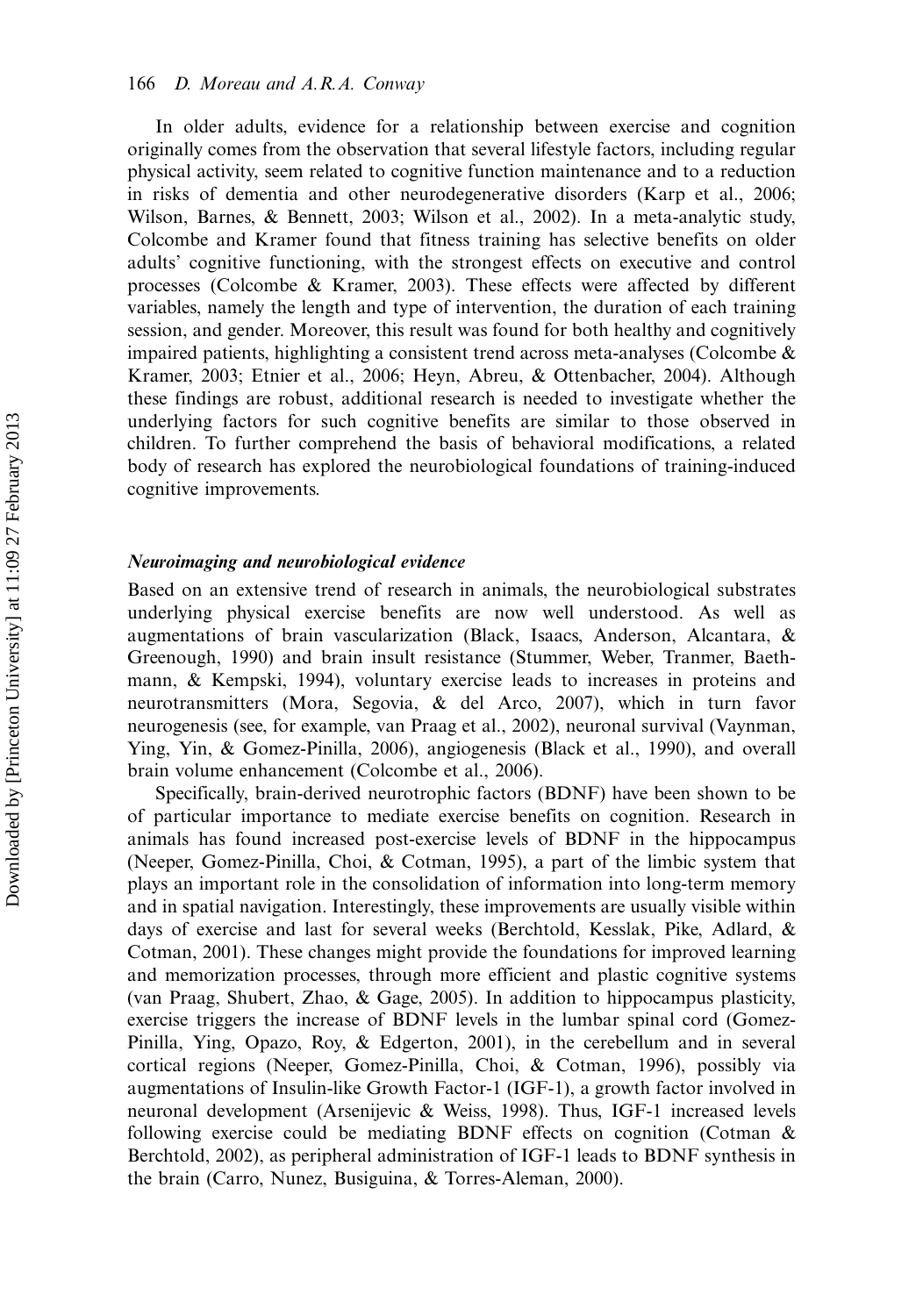In older adults, evidence for a relationship between exercise and cognition originally comes from the observation that several lifestyle factors, including regular physical activity, seem related to cognitive function maintenance and to a reduction in risks of dementia and other neurodegenerative disorders (Karp et al., 2006; Wilson, Barnes, & Bennett, 2003; Wilson et al., 2002). In a meta-analytic study, Colcombe and Kramer found that fitness training has selective benefits on older adults' cognitive functioning, with the strongest effects on executive and control processes (Colcombe & Kramer, 2003). These effects were affected by different variables, namely the length and type of intervention, the duration of each training session, and gender. Moreover, this result was found for both healthy and cognitively impaired patients, highlighting a consistent trend across meta-analyses (Colcombe & Kramer, 2003; Etnier et al., 2006; Heyn, Abreu, & Ottenbacher, 2004). Although these findings are robust, additional research is needed to investigate whether the underlying factors for such cognitive benefits are similar to those observed in children. To further comprehend the basis of behavioral modifications, a related body of research has explored the neurobiological foundations of training-induced cognitive improvements.

### *Neuroimaging and neurobiological evidence*

Based on an extensive trend of research in animals, the neurobiological substrates underlying physical exercise benefits are now well understood. As well as augmentations of brain vascularization (Black, Isaacs, Anderson, Alcantara, & Greenough, 1990) and brain insult resistance (Stummer, Weber, Tranmer, Baethmann, & Kempski, 1994), voluntary exercise leads to increases in proteins and neurotransmitters (Mora, Segovia, & del Arco, 2007), which in turn favor neurogenesis (see, for example, van Praag et al., 2002), neuronal survival (Vaynman, Ying, Yin, & Gomez-Pinilla, 2006), angiogenesis (Black et al., 1990), and overall brain volume enhancement (Colcombe et al., 2006).

Specifically, brain-derived neurotrophic factors (BDNF) have been shown to be of particular importance to mediate exercise benefits on cognition. Research in animals has found increased post-exercise levels of BDNF in the hippocampus (Neeper, Gomez-Pinilla, Choi, & Cotman, 1995), a part of the limbic system that plays an important role in the consolidation of information into long-term memory and in spatial navigation. Interestingly, these improvements are usually visible within days of exercise and last for several weeks (Berchtold, Kesslak, Pike, Adlard, & Cotman, 2001). These changes might provide the foundations for improved learning and memorization processes, through more efficient and plastic cognitive systems (van Praag, Shubert, Zhao, & Gage, 2005). In addition to hippocampus plasticity, exercise triggers the increase of BDNF levels in the lumbar spinal cord (Gomez-Pinilla, Ying, Opazo, Roy, & Edgerton, 2001), in the cerebellum and in several cortical regions (Neeper, Gomez-Pinilla, Choi, & Cotman, 1996), possibly via augmentations of Insulin-like Growth Factor-1 (IGF-1), a growth factor involved in neuronal development (Arsenijevic & Weiss, 1998). Thus, IGF-1 increased levels following exercise could be mediating BDNF effects on cognition (Cotman & Berchtold, 2002), as peripheral administration of IGF-1 leads to BDNF synthesis in the brain (Carro, Nunez, Busiguina, & Torres-Aleman, 2000).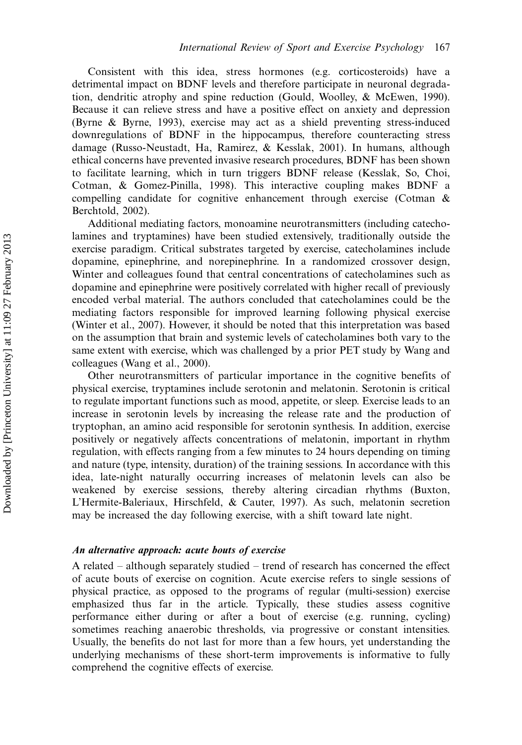Consistent with this idea, stress hormones (e.g. corticosteroids) have a detrimental impact on BDNF levels and therefore participate in neuronal degradation, dendritic atrophy and spine reduction (Gould, Woolley, & McEwen, 1990). Because it can relieve stress and have a positive effect on anxiety and depression (Byrne & Byrne, 1993), exercise may act as a shield preventing stress-induced downregulations of BDNF in the hippocampus, therefore counteracting stress damage (Russo-Neustadt, Ha, Ramirez, & Kesslak, 2001). In humans, although ethical concerns have prevented invasive research procedures, BDNF has been shown to facilitate learning, which in turn triggers BDNF release (Kesslak, So, Choi, Cotman, & Gomez-Pinilla, 1998). This interactive coupling makes BDNF a compelling candidate for cognitive enhancement through exercise (Cotman & Berchtold, 2002).

Additional mediating factors, monoamine neurotransmitters (including catecholamines and tryptamines) have been studied extensively, traditionally outside the exercise paradigm. Critical substrates targeted by exercise, catecholamines include dopamine, epinephrine, and norepinephrine. In a randomized crossover design, Winter and colleagues found that central concentrations of catecholamines such as dopamine and epinephrine were positively correlated with higher recall of previously encoded verbal material. The authors concluded that catecholamines could be the mediating factors responsible for improved learning following physical exercise (Winter et al., 2007). However, it should be noted that this interpretation was based on the assumption that brain and systemic levels of catecholamines both vary to the same extent with exercise, which was challenged by a prior PET study by Wang and colleagues (Wang et al., 2000).

Other neurotransmitters of particular importance in the cognitive benefits of physical exercise, tryptamines include serotonin and melatonin. Serotonin is critical to regulate important functions such as mood, appetite, or sleep. Exercise leads to an increase in serotonin levels by increasing the release rate and the production of tryptophan, an amino acid responsible for serotonin synthesis. In addition, exercise positively or negatively affects concentrations of melatonin, important in rhythm regulation, with effects ranging from a few minutes to 24 hours depending on timing and nature (type, intensity, duration) of the training sessions. In accordance with this idea, late-night naturally occurring increases of melatonin levels can also be weakened by exercise sessions, thereby altering circadian rhythms (Buxton, L'Hermite-Baleriaux, Hirschfeld, & Cauter, 1997). As such, melatonin secretion may be increased the day following exercise, with a shift toward late night.

### *An alternative approach: acute bouts of exercise*

A related – although separately studied – trend of research has concerned the effect of acute bouts of exercise on cognition. Acute exercise refers to single sessions of physical practice, as opposed to the programs of regular (multi-session) exercise emphasized thus far in the article. Typically, these studies assess cognitive performance either during or after a bout of exercise (e.g. running, cycling) sometimes reaching anaerobic thresholds, via progressive or constant intensities. Usually, the benefits do not last for more than a few hours, yet understanding the underlying mechanisms of these short-term improvements is informative to fully comprehend the cognitive effects of exercise.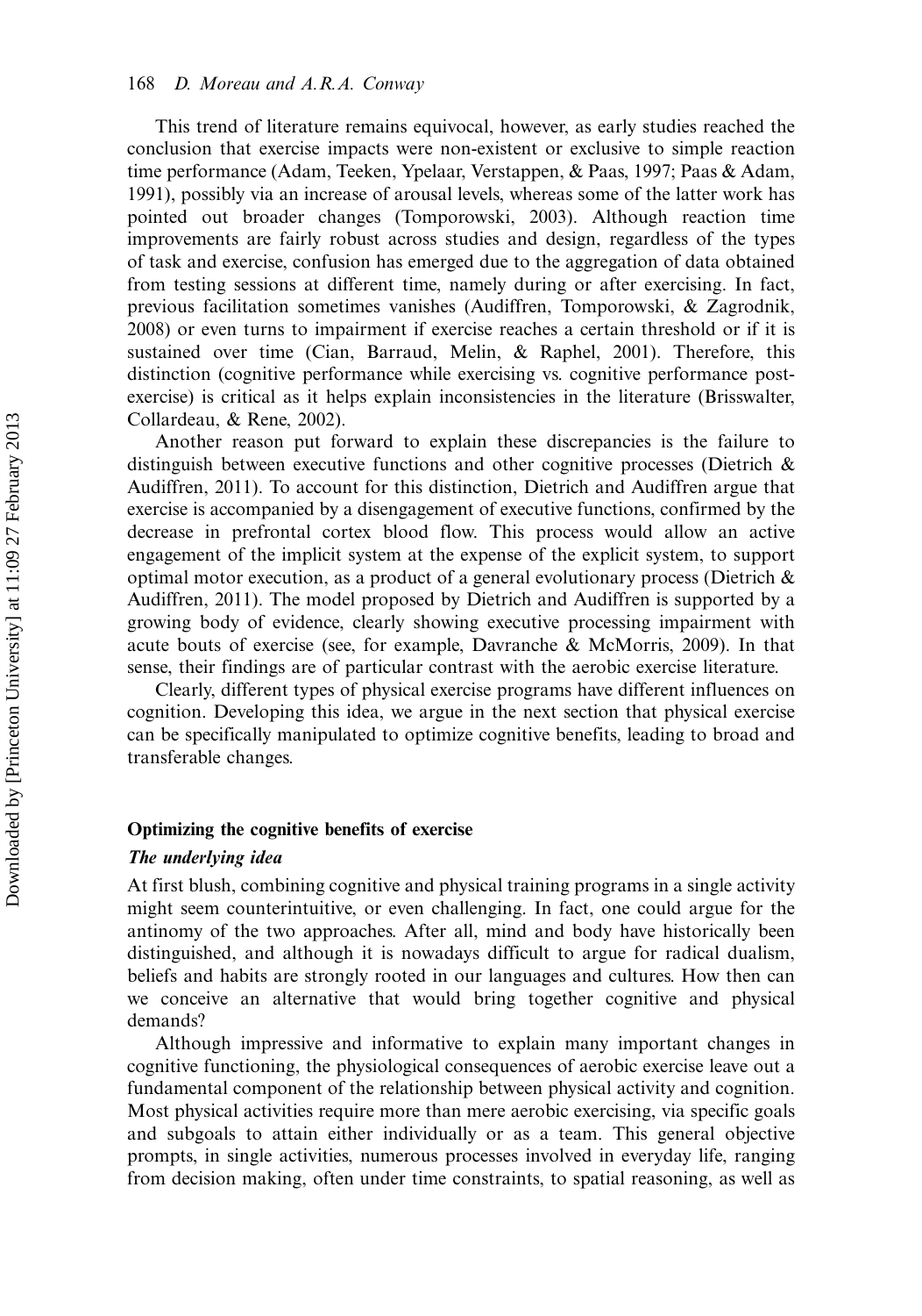This trend of literature remains equivocal, however, as early studies reached the conclusion that exercise impacts were non-existent or exclusive to simple reaction time performance (Adam, Teeken, Ypelaar, Verstappen, & Paas, 1997; Paas & Adam, 1991), possibly via an increase of arousal levels, whereas some of the latter work has pointed out broader changes (Tomporowski, 2003). Although reaction time improvements are fairly robust across studies and design, regardless of the types of task and exercise, confusion has emerged due to the aggregation of data obtained from testing sessions at different time, namely during or after exercising. In fact, previous facilitation sometimes vanishes (Audiffren, Tomporowski, & Zagrodnik, 2008) or even turns to impairment if exercise reaches a certain threshold or if it is sustained over time (Cian, Barraud, Melin, & Raphel, 2001). Therefore, this distinction (cognitive performance while exercising vs. cognitive performance post-exercise) is critical as it helps explain inconsistencies in the literature (Brisswalter, Collardeau, & Rene, 2002).

Another reason put forward to explain these discrepancies is the failure to distinguish between executive functions and other cognitive processes (Dietrich & Audiffren, 2011). To account for this distinction, Dietrich and Audiffren argue that exercise is accompanied by a disengagement of executive functions, confirmed by the decrease in prefrontal cortex blood flow. This process would allow an active engagement of the implicit system at the expense of the explicit system, to support optimal motor execution, as a product of a general evolutionary process (Dietrich & Audiffren, 2011). The model proposed by Dietrich and Audiffren is supported by a growing body of evidence, clearly showing executive processing impairment with acute bouts of exercise (see, for example, Davranche & McMorris, 2009). In that sense, their findings are of particular contrast with the aerobic exercise literature.

Clearly, different types of physical exercise programs have different influences on cognition. Developing this idea, we argue in the next section that physical exercise can be specifically manipulated to optimize cognitive benefits, leading to broad and transferable changes.

## Optimizing the cognitive benefits of exercise

### *The underlying idea*

At first blush, combining cognitive and physical training programs in a single activity might seem counterintuitive, or even challenging. In fact, one could argue for the antinomy of the two approaches. After all, mind and body have historically been distinguished, and although it is nowadays difficult to argue for radical dualism, beliefs and habits are strongly rooted in our languages and cultures. How then can we conceive an alternative that would bring together cognitive and physical demands?

Although impressive and informative to explain many important changes in cognitive functioning, the physiological consequences of aerobic exercise leave out a fundamental component of the relationship between physical activity and cognition. Most physical activities require more than mere aerobic exercising, via specific goals and subgoals to attain either individually or as a team. This general objective prompts, in single activities, numerous processes involved in everyday life, ranging from decision making, often under time constraints, to spatial reasoning, as well as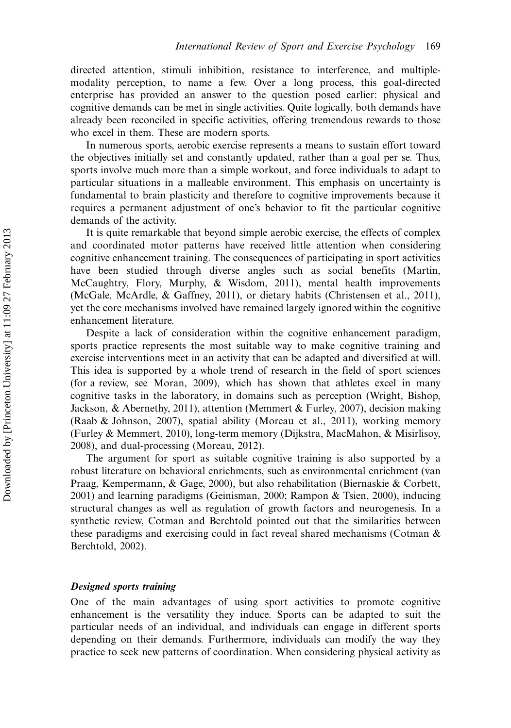directed attention, stimuli inhibition, resistance to interference, and multiple-modality perception, to name a few. Over a long process, this goal-directed enterprise has provided an answer to the question posed earlier: physical and cognitive demands can be met in single activities. Quite logically, both demands have already been reconciled in specific activities, offering tremendous rewards to those who excel in them. These are modern sports.

In numerous sports, aerobic exercise represents a means to sustain effort toward the objectives initially set and constantly updated, rather than a goal per se. Thus, sports involve much more than a simple workout, and force individuals to adapt to particular situations in a malleable environment. This emphasis on uncertainty is fundamental to brain plasticity and therefore to cognitive improvements because it requires a permanent adjustment of one's behavior to fit the particular cognitive demands of the activity.

It is quite remarkable that beyond simple aerobic exercise, the effects of complex and coordinated motor patterns have received little attention when considering cognitive enhancement training. The consequences of participating in sport activities have been studied through diverse angles such as social benefits (Martin, McCaughtry, Flory, Murphy, & Wisdom, 2011), mental health improvements (McGale, McArdle, & Gaffney, 2011), or dietary habits (Christensen et al., 2011), yet the core mechanisms involved have remained largely ignored within the cognitive enhancement literature.

Despite a lack of consideration within the cognitive enhancement paradigm, sports practice represents the most suitable way to make cognitive training and exercise interventions meet in an activity that can be adapted and diversified at will. This idea is supported by a whole trend of research in the field of sport sciences (for a review, see Moran, 2009), which has shown that athletes excel in many cognitive tasks in the laboratory, in domains such as perception (Wright, Bishop, Jackson, & Abernethy, 2011), attention (Memmert & Furley, 2007), decision making (Raab & Johnson, 2007), spatial ability (Moreau et al., 2011), working memory (Furley & Memmert, 2010), long-term memory (Dijkstra, MacMahon, & Misirlisoy, 2008), and dual-processing (Moreau, 2012).

The argument for sport as suitable cognitive training is also supported by a robust literature on behavioral enrichments, such as environmental enrichment (van Praag, Kempermann, & Gage, 2000), but also rehabilitation (Biernaskie & Corbett, 2001) and learning paradigms (Geinisman, 2000; Rampon & Tsien, 2000), inducing structural changes as well as regulation of growth factors and neurogenesis. In a synthetic review, Cotman and Berchtold pointed out that the similarities between these paradigms and exercising could in fact reveal shared mechanisms (Cotman & Berchtold, 2002).

### *Designed sports training*

One of the main advantages of using sport activities to promote cognitive enhancement is the versatility they induce. Sports can be adapted to suit the particular needs of an individual, and individuals can engage in different sports depending on their demands. Furthermore, individuals can modify the way they practice to seek new patterns of coordination. When considering physical activity as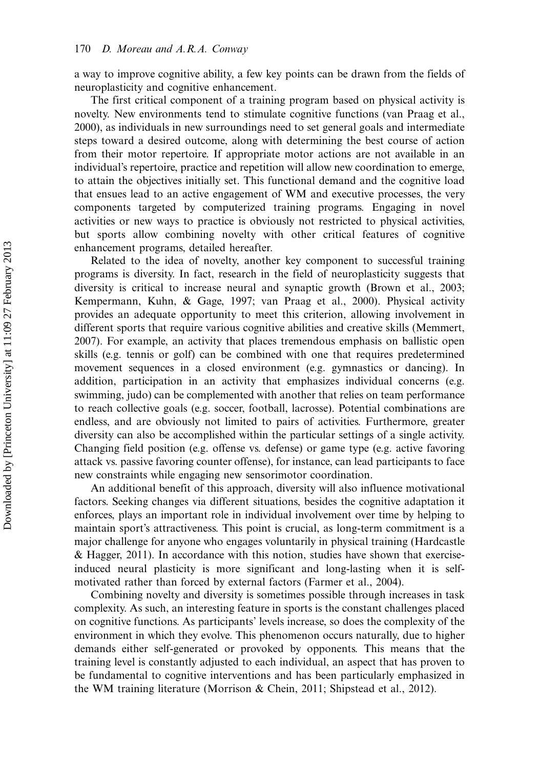a way to improve cognitive ability, a few key points can be drawn from the fields of neuroplasticity and cognitive enhancement.

The first critical component of a training program based on physical activity is novelty. New environments tend to stimulate cognitive functions (van Praag et al., 2000), as individuals in new surroundings need to set general goals and intermediate steps toward a desired outcome, along with determining the best course of action from their motor repertoire. If appropriate motor actions are not available in an individual's repertoire, practice and repetition will allow new coordination to emerge, to attain the objectives initially set. This functional demand and the cognitive load that ensues lead to an active engagement of WM and executive processes, the very components targeted by computerized training programs. Engaging in novel activities or new ways to practice is obviously not restricted to physical activities, but sports allow combining novelty with other critical features of cognitive enhancement programs, detailed hereafter.

Related to the idea of novelty, another key component to successful training programs is diversity. In fact, research in the field of neuroplasticity suggests that diversity is critical to increase neural and synaptic growth (Brown et al., 2003; Kempermann, Kuhn, & Gage, 1997; van Praag et al., 2000). Physical activity provides an adequate opportunity to meet this criterion, allowing involvement in different sports that require various cognitive abilities and creative skills (Memmert, 2007). For example, an activity that places tremendous emphasis on ballistic open skills (e.g. tennis or golf) can be combined with one that requires predetermined movement sequences in a closed environment (e.g. gymnastics or dancing). In addition, participation in an activity that emphasizes individual concerns (e.g. swimming, judo) can be complemented with another that relies on team performance to reach collective goals (e.g. soccer, football, lacrosse). Potential combinations are endless, and are obviously not limited to pairs of activities. Furthermore, greater diversity can also be accomplished within the particular settings of a single activity. Changing field position (e.g. offense vs. defense) or game type (e.g. active favoring attack vs. passive favoring counter offense), for instance, can lead participants to face new constraints while engaging new sensorimotor coordination.

An additional benefit of this approach, diversity will also influence motivational factors. Seeking changes via different situations, besides the cognitive adaptation it enforces, plays an important role in individual involvement over time by helping to maintain sport's attractiveness. This point is crucial, as long-term commitment is a major challenge for anyone who engages voluntarily in physical training (Hardcastle & Hagger, 2011). In accordance with this notion, studies have shown that exercise-induced neural plasticity is more significant and long-lasting when it is self-motivated rather than forced by external factors (Farmer et al., 2004).

Combining novelty and diversity is sometimes possible through increases in task complexity. As such, an interesting feature in sports is the constant challenges placed on cognitive functions. As participants' levels increase, so does the complexity of the environment in which they evolve. This phenomenon occurs naturally, due to higher demands either self-generated or provoked by opponents. This means that the training level is constantly adjusted to each individual, an aspect that has proven to be fundamental to cognitive interventions and has been particularly emphasized in the WM training literature (Morrison & Chein, 2011; Shipstead et al., 2012).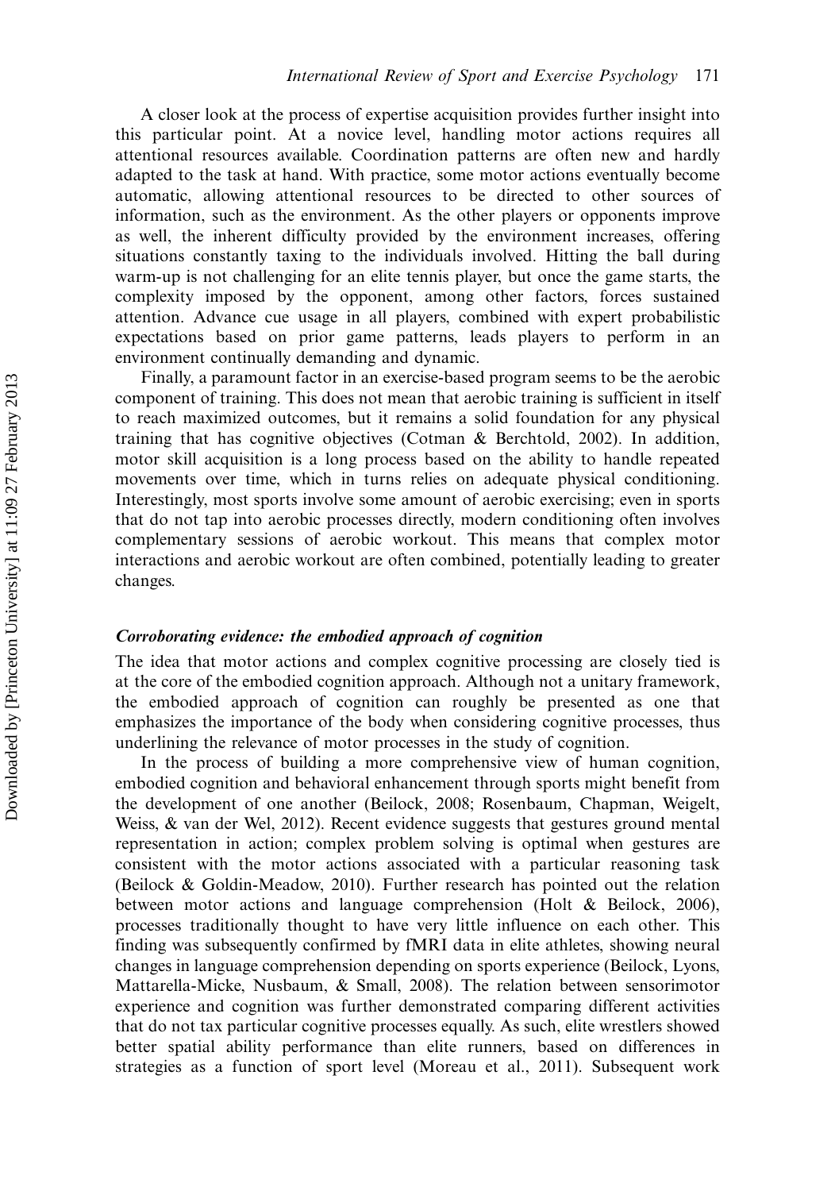A closer look at the process of expertise acquisition provides further insight into this particular point. At a novice level, handling motor actions requires all attentional resources available. Coordination patterns are often new and hardly adapted to the task at hand. With practice, some motor actions eventually become automatic, allowing attentional resources to be directed to other sources of information, such as the environment. As the other players or opponents improve as well, the inherent difficulty provided by the environment increases, offering situations constantly taxing to the individuals involved. Hitting the ball during warm-up is not challenging for an elite tennis player, but once the game starts, the complexity imposed by the opponent, among other factors, forces sustained attention. Advance cue usage in all players, combined with expert probabilistic expectations based on prior game patterns, leads players to perform in an environment continually demanding and dynamic.

Finally, a paramount factor in an exercise-based program seems to be the aerobic component of training. This does not mean that aerobic training is sufficient in itself to reach maximized outcomes, but it remains a solid foundation for any physical training that has cognitive objectives (Cotman & Berchtold, 2002). In addition, motor skill acquisition is a long process based on the ability to handle repeated movements over time, which in turns relies on adequate physical conditioning. Interestingly, most sports involve some amount of aerobic exercising; even in sports that do not tap into aerobic processes directly, modern conditioning often involves complementary sessions of aerobic workout. This means that complex motor interactions and aerobic workout are often combined, potentially leading to greater changes.

### *Corroborating evidence: the embodied approach of cognition*

The idea that motor actions and complex cognitive processing are closely tied is at the core of the embodied cognition approach. Although not a unitary framework, the embodied approach of cognition can roughly be presented as one that emphasizes the importance of the body when considering cognitive processes, thus underlining the relevance of motor processes in the study of cognition.

In the process of building a more comprehensive view of human cognition, embodied cognition and behavioral enhancement through sports might benefit from the development of one another (Beilock, 2008; Rosenbaum, Chapman, Weigelt, Weiss, & van der Wel, 2012). Recent evidence suggests that gestures ground mental representation in action; complex problem solving is optimal when gestures are consistent with the motor actions associated with a particular reasoning task (Beilock & Goldin-Meadow, 2010). Further research has pointed out the relation between motor actions and language comprehension (Holt & Beilock, 2006), processes traditionally thought to have very little influence on each other. This finding was subsequently confirmed by fMRI data in elite athletes, showing neural changes in language comprehension depending on sports experience (Beilock, Lyons, Mattarella-Micke, Nusbaum, & Small, 2008). The relation between sensorimotor experience and cognition was further demonstrated comparing different activities that do not tax particular cognitive processes equally. As such, elite wrestlers showed better spatial ability performance than elite runners, based on differences in strategies as a function of sport level (Moreau et al., 2011). Subsequent work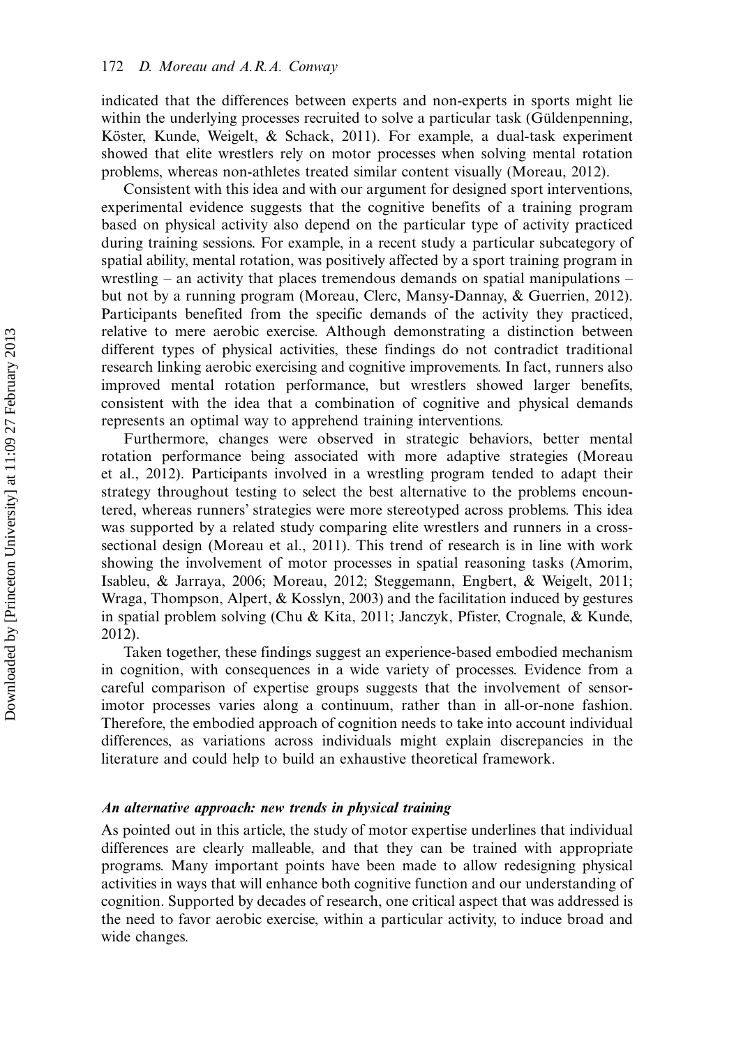indicated that the differences between experts and non-experts in sports might lie within the underlying processes recruited to solve a particular task (Güldenpenning, Köster, Kunde, Weigelt, & Schack, 2011). For example, a dual-task experiment showed that elite wrestlers rely on motor processes when solving mental rotation problems, whereas non-athletes treated similar content visually (Moreau, 2012).

Consistent with this idea and with our argument for designed sport interventions, experimental evidence suggests that the cognitive benefits of a training program based on physical activity also depend on the particular type of activity practiced during training sessions. For example, in a recent study a particular subcategory of spatial ability, mental rotation, was positively affected by a sport training program in wrestling – an activity that places tremendous demands on spatial manipulations – but not by a running program (Moreau, Clerc, Mansy-Dannay, & Guerrien, 2012). Participants benefited from the specific demands of the activity they practiced, relative to mere aerobic exercise. Although demonstrating a distinction between different types of physical activities, these findings do not contradict traditional research linking aerobic exercising and cognitive improvements. In fact, runners also improved mental rotation performance, but wrestlers showed larger benefits, consistent with the idea that a combination of cognitive and physical demands represents an optimal way to apprehend training interventions.

Furthermore, changes were observed in strategic behaviors, better mental rotation performance being associated with more adaptive strategies (Moreau et al., 2012). Participants involved in a wrestling program tended to adapt their strategy throughout testing to select the best alternative to the problems encountered, whereas runners' strategies were more stereotyped across problems. This idea was supported by a related study comparing elite wrestlers and runners in a cross-sectional design (Moreau et al., 2011). This trend of research is in line with work showing the involvement of motor processes in spatial reasoning tasks (Amorim, Isableu, & Jarraya, 2006; Moreau, 2012; Steggemann, Engbert, & Weigelt, 2011; Wraga, Thompson, Alpert, & Kosslyn, 2003) and the facilitation induced by gestures in spatial problem solving (Chu & Kita, 2011; Janczyk, Pfister, Crognale, & Kunde, 2012).

Taken together, these findings suggest an experience-based embodied mechanism in cognition, with consequences in a wide variety of processes. Evidence from a careful comparison of expertise groups suggests that the involvement of sensorimotor processes varies along a continuum, rather than in all-or-none fashion. Therefore, the embodied approach of cognition needs to take into account individual differences, as variations across individuals might explain discrepancies in the literature and could help to build an exhaustive theoretical framework.

### *An alternative approach: new trends in physical training*

As pointed out in this article, the study of motor expertise underlines that individual differences are clearly malleable, and that they can be trained with appropriate programs. Many important points have been made to allow redesigning physical activities in ways that will enhance both cognitive function and our understanding of cognition. Supported by decades of research, one critical aspect that was addressed is the need to favor aerobic exercise, within a particular activity, to induce broad and wide changes.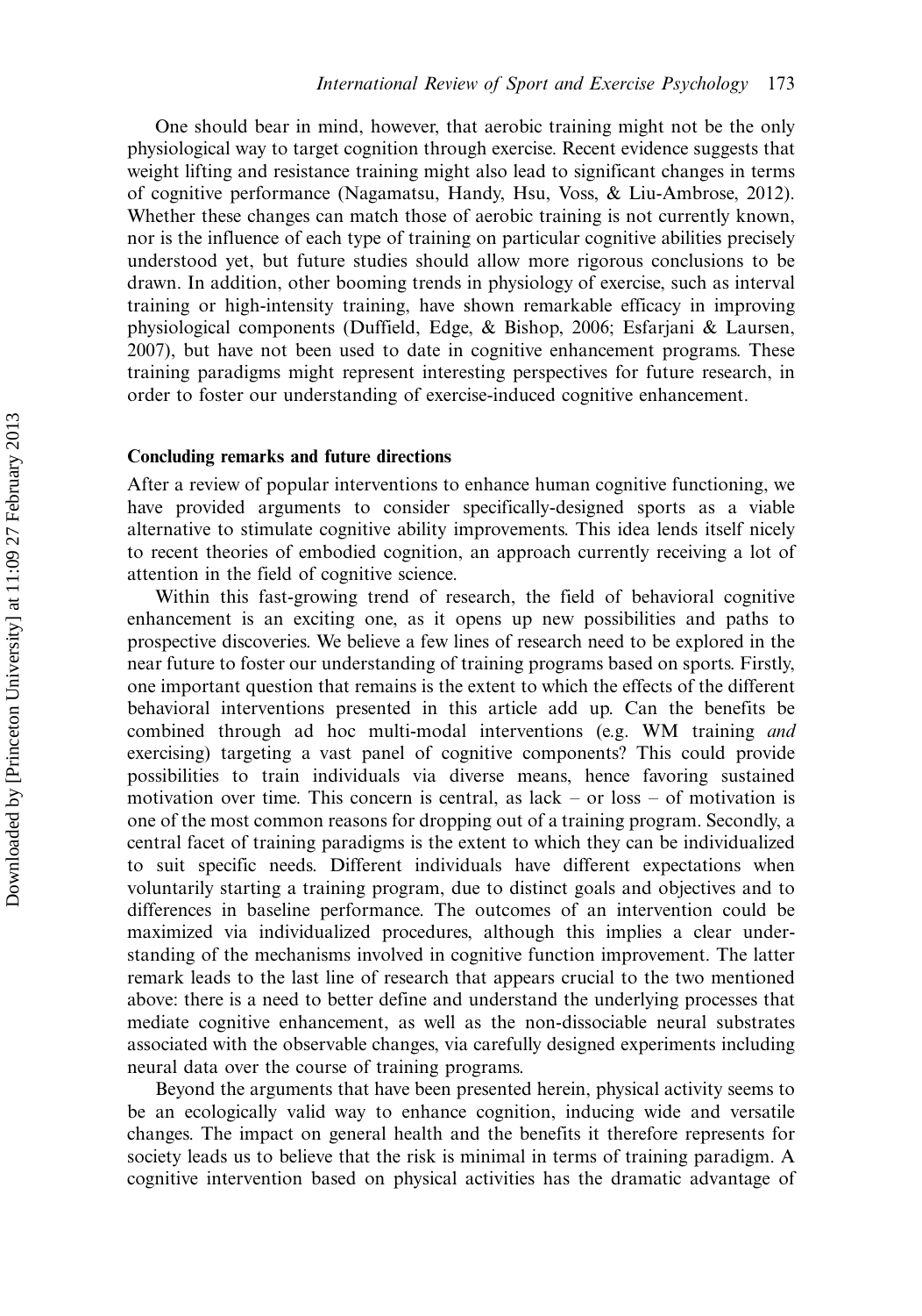One should bear in mind, however, that aerobic training might not be the only physiological way to target cognition through exercise. Recent evidence suggests that weight lifting and resistance training might also lead to significant changes in terms of cognitive performance (Nagamatsu, Handy, Hsu, Voss, & Liu-Ambrose, 2012). Whether these changes can match those of aerobic training is not currently known, nor is the influence of each type of training on particular cognitive abilities precisely understood yet, but future studies should allow more rigorous conclusions to be drawn. In addition, other booming trends in physiology of exercise, such as interval training or high-intensity training, have shown remarkable efficacy in improving physiological components (Duffield, Edge, & Bishop, 2006; Esfarjani & Laursen, 2007), but have not been used to date in cognitive enhancement programs. These training paradigms might represent interesting perspectives for future research, in order to foster our understanding of exercise-induced cognitive enhancement.

## Concluding remarks and future directions

After a review of popular interventions to enhance human cognitive functioning, we have provided arguments to consider specifically-designed sports as a viable alternative to stimulate cognitive ability improvements. This idea lends itself nicely to recent theories of embodied cognition, an approach currently receiving a lot of attention in the field of cognitive science.

Within this fast-growing trend of research, the field of behavioral cognitive enhancement is an exciting one, as it opens up new possibilities and paths to prospective discoveries. We believe a few lines of research need to be explored in the near future to foster our understanding of training programs based on sports. Firstly, one important question that remains is the extent to which the effects of the different behavioral interventions presented in this article add up. Can the benefits be combined through ad hoc multi-modal interventions (e.g. WM training *and* exercising) targeting a vast panel of cognitive components? This could provide possibilities to train individuals via diverse means, hence favoring sustained motivation over time. This concern is central, as lack – or loss – of motivation is one of the most common reasons for dropping out of a training program. Secondly, a central facet of training paradigms is the extent to which they can be individualized to suit specific needs. Different individuals have different expectations when voluntarily starting a training program, due to distinct goals and objectives and to differences in baseline performance. The outcomes of an intervention could be maximized via individualized procedures, although this implies a clear understanding of the mechanisms involved in cognitive function improvement. The latter remark leads to the last line of research that appears crucial to the two mentioned above: there is a need to better define and understand the underlying processes that mediate cognitive enhancement, as well as the non-dissociable neural substrates associated with the observable changes, via carefully designed experiments including neural data over the course of training programs.

Beyond the arguments that have been presented herein, physical activity seems to be an ecologically valid way to enhance cognition, inducing wide and versatile changes. The impact on general health and the benefits it therefore represents for society leads us to believe that the risk is minimal in terms of training paradigm. A cognitive intervention based on physical activities has the dramatic advantage of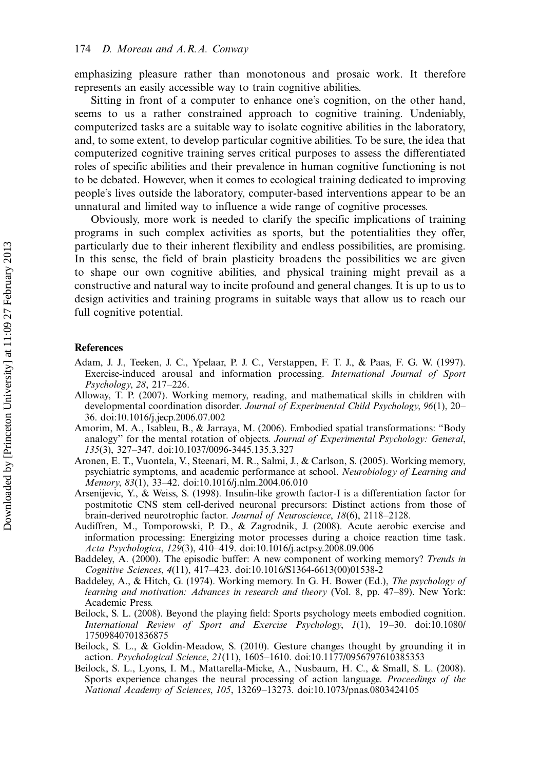emphasizing pleasure rather than monotonous and prosaic work. It therefore represents an easily accessible way to train cognitive abilities.

Sitting in front of a computer to enhance one's cognition, on the other hand, seems to us a rather constrained approach to cognitive training. Undeniably, computerized tasks are a suitable way to isolate cognitive abilities in the laboratory, and, to some extent, to develop particular cognitive abilities. To be sure, the idea that computerized cognitive training serves critical purposes to assess the differentiated roles of specific abilities and their prevalence in human cognitive functioning is not to be debated. However, when it comes to ecological training dedicated to improving people's lives outside the laboratory, computer-based interventions appear to be an unnatural and limited way to influence a wide range of cognitive processes.

Obviously, more work is needed to clarify the specific implications of training programs in such complex activities as sports, but the potentialities they offer, particularly due to their inherent flexibility and endless possibilities, are promising. In this sense, the field of brain plasticity broadens the possibilities we are given to shape our own cognitive abilities, and physical training might prevail as a constructive and natural way to incite profound and general changes. It is up to us to design activities and training programs in suitable ways that allow us to reach our full cognitive potential.

## References

Adam, J. J., Teeken, J. C., Ypelaar, P. J. C., Verstappen, F. T. J., & Paas, F. G. W. (1997). Exercise-induced arousal and information processing. *International Journal of Sport Psychology*, *28*, 217–226.

Alloway, T. P. (2007). Working memory, reading, and mathematical skills in children with developmental coordination disorder. *Journal of Experimental Child Psychology*, *96*(1), 20–36. doi:10.1016/j.jecp.2006.07.002

Amorim, M. A., Isableu, B., & Jarraya, M. (2006). Embodied spatial transformations: "Body analogy" for the mental rotation of objects. *Journal of Experimental Psychology: General*, *135*(3), 327–347. doi:10.1037/0096-3445.135.3.327

Aronen, E. T., Vuontela, V., Steenari, M. R., Salmi, J., & Carlson, S. (2005). Working memory, psychiatric symptoms, and academic performance at school. *Neurobiology of Learning and Memory*, *83*(1), 33–42. doi:10.1016/j.nlm.2004.06.010

Arsenijevic, Y., & Weiss, S. (1998). Insulin-like growth factor-I is a differentiation factor for postmitotic CNS stem cell-derived neuronal precursors: Distinct actions from those of brain-derived neurotrophic factor. *Journal of Neuroscience*, *18*(6), 2118–2128.

Audiffren, M., Tomporowski, P. D., & Zagrodnik, J. (2008). Acute aerobic exercise and information processing: Energizing motor processes during a choice reaction time task. *Acta Psychologica*, *129*(3), 410–419. doi:10.1016/j.actpsy.2008.09.006

Baddeley, A. (2000). The episodic buffer: A new component of working memory? *Trends in Cognitive Sciences*, *4*(11), 417–423. doi:10.1016/S1364-6613(00)01538-2

Baddeley, A., & Hitch, G. (1974). Working memory. In G. H. Bower (Ed.), *The psychology of learning and motivation: Advances in research and theory* (Vol. 8, pp. 47–89). New York: Academic Press.

Beilock, S. L. (2008). Beyond the playing field: Sports psychology meets embodied cognition. *International Review of Sport and Exercise Psychology*, *1*(1), 19–30. doi:10.1080/17509840701836875

Beilock, S. L., & Goldin-Meadow, S. (2010). Gesture changes thought by grounding it in action. *Psychological Science*, *21*(11), 1605–1610. doi:10.1177/0956797610385353

Beilock, S. L., Lyons, I. M., Mattarella-Micke, A., Nusbaum, H. C., & Small, S. L. (2008). Sports experience changes the neural processing of action language. *Proceedings of the National Academy of Sciences*, *105*, 13269–13273. doi:10.1073/pnas.0803424105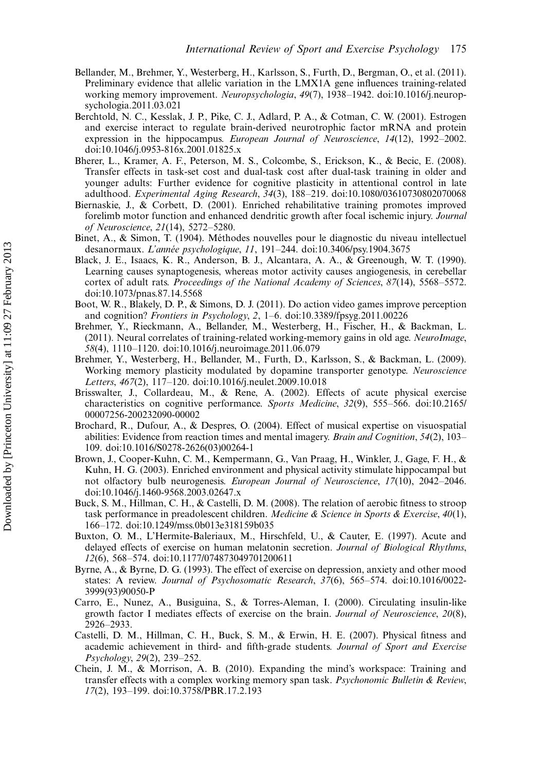Bellander, M., Brehmer, Y., Westerberg, H., Karlsson, S., Furth, D., Bergman, O., et al. (2011). Preliminary evidence that allelic variation in the LMX1A gene influences training-related working memory improvement. *Neuropsychologia*, *49*(7), 1938–1942. doi:10.1016/j.neuropsychologia.2011.03.021

Berchtold, N. C., Kesslak, J. P., Pike, C. J., Adlard, P. A., & Cotman, C. W. (2001). Estrogen and exercise interact to regulate brain-derived neurotrophic factor mRNA and protein expression in the hippocampus. *European Journal of Neuroscience*, *14*(12), 1992–2002. doi:10.1046/j.0953-816x.2001.01825.x

Bherer, L., Kramer, A. F., Peterson, M. S., Colcombe, S., Erickson, K., & Becic, E. (2008). Transfer effects in task-set cost and dual-task cost after dual-task training in older and younger adults: Further evidence for cognitive plasticity in attentional control in late adulthood. *Experimental Aging Research*, *34*(3), 188–219. doi:10.1080/03610730802070068

Biernaskie, J., & Corbett, D. (2001). Enriched rehabilitative training promotes improved forelimb motor function and enhanced dendritic growth after focal ischemic injury. *Journal of Neuroscience*, *21*(14), 5272–5280.

Binet, A., & Simon, T. (1904). Méthodes nouvelles pour le diagnostic du niveau intellectuel desanormaux. *L'année psychologique*, *11*, 191–244. doi:10.3406/psy.1904.3675

Black, J. E., Isaacs, K. R., Anderson, B. J., Alcantara, A. A., & Greenough, W. T. (1990). Learning causes synaptogenesis, whereas motor activity causes angiogenesis, in cerebellar cortex of adult rats. *Proceedings of the National Academy of Sciences*, *87*(14), 5568–5572. doi:10.1073/pnas.87.14.5568

Boot, W. R., Blakely, D. P., & Simons, D. J. (2011). Do action video games improve perception and cognition? *Frontiers in Psychology*, *2*, 1–6. doi:10.3389/fpsyg.2011.00226

Brehmer, Y., Rieckmann, A., Bellander, M., Westerberg, H., Fischer, H., & Backman, L. (2011). Neural correlates of training-related working-memory gains in old age. *NeuroImage*, *58*(4), 1110–1120. doi:10.1016/j.neuroimage.2011.06.079

Brehmer, Y., Westerberg, H., Bellander, M., Furth, D., Karlsson, S., & Backman, L. (2009). Working memory plasticity modulated by dopamine transporter genotype. *Neuroscience Letters*, *467*(2), 117–120. doi:10.1016/j.neulet.2009.10.018

Brisswalter, J., Collardeau, M., & Rene, A. (2002). Effects of acute physical exercise characteristics on cognitive performance. *Sports Medicine*, *32*(9), 555–566. doi:10.2165/00007256-200232090-00002

Brochard, R., Dufour, A., & Despres, O. (2004). Effect of musical expertise on visuospatial abilities: Evidence from reaction times and mental imagery. *Brain and Cognition*, *54*(2), 103–109. doi:10.1016/S0278-2626(03)00264-1

Brown, J., Cooper-Kuhn, C. M., Kempermann, G., Van Praag, H., Winkler, J., Gage, F. H., & Kuhn, H. G. (2003). Enriched environment and physical activity stimulate hippocampal but not olfactory bulb neurogenesis. *European Journal of Neuroscience*, *17*(10), 2042–2046. doi:10.1046/j.1460-9568.2003.02647.x

Buck, S. M., Hillman, C. H., & Castelli, D. M. (2008). The relation of aerobic fitness to stroop task performance in preadolescent children. *Medicine & Science in Sports & Exercise*, *40*(1), 166–172. doi:10.1249/mss.0b013e318159b035

Buxton, O. M., L'Hermite-Baleriaux, M., Hirschfeld, U., & Cauter, E. (1997). Acute and delayed effects of exercise on human melatonin secretion. *Journal of Biological Rhythms*, *12*(6), 568–574. doi:10.1177/074873049701200611

Byrne, A., & Byrne, D. G. (1993). The effect of exercise on depression, anxiety and other mood states: A review. *Journal of Psychosomatic Research*, *37*(6), 565–574. doi:10.1016/0022-3999(93)90050-P

Carro, E., Nunez, A., Busiguina, S., & Torres-Aleman, I. (2000). Circulating insulin-like growth factor I mediates effects of exercise on the brain. *Journal of Neuroscience*, *20*(8), 2926–2933.

Castelli, D. M., Hillman, C. H., Buck, S. M., & Erwin, H. E. (2007). Physical fitness and academic achievement in third- and fifth-grade students. *Journal of Sport and Exercise Psychology*, *29*(2), 239–252.

Chein, J. M., & Morrison, A. B. (2010). Expanding the mind's workspace: Training and transfer effects with a complex working memory span task. *Psychonomic Bulletin & Review*, *17*(2), 193–199. doi:10.3758/PBR.17.2.193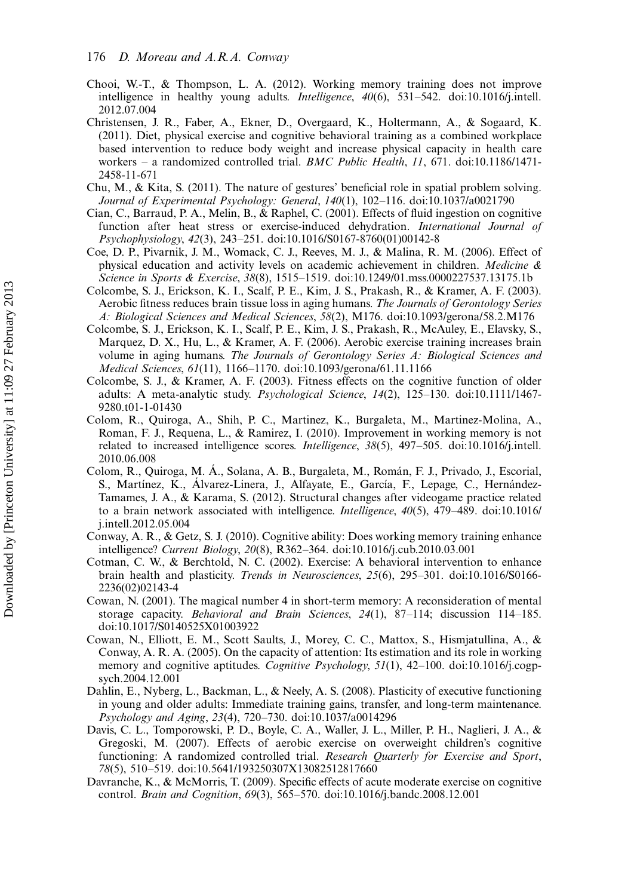Chooi, W.-T., & Thompson, L. A. (2012). Working memory training does not improve intelligence in healthy young adults. *Intelligence*, *40*(6), 531–542. doi:10.1016/j.intell.2012.07.004

Christensen, J. R., Faber, A., Ekner, D., Overgaard, K., Holtermann, A., & Sogaard, K. (2011). Diet, physical exercise and cognitive behavioral training as a combined workplace based intervention to reduce body weight and increase physical capacity in health care workers – a randomized controlled trial. *BMC Public Health*, *11*, 671. doi:10.1186/1471-2458-11-671

Chu, M., & Kita, S. (2011). The nature of gestures' beneficial role in spatial problem solving. *Journal of Experimental Psychology: General*, *140*(1), 102–116. doi:10.1037/a0021790

Cian, C., Barraud, P. A., Melin, B., & Raphel, C. (2001). Effects of fluid ingestion on cognitive function after heat stress or exercise-induced dehydration. *International Journal of Psychophysiology*, *42*(3), 243–251. doi:10.1016/S0167-8760(01)00142-8

Coe, D. P., Pivarnik, J. M., Womack, C. J., Reeves, M. J., & Malina, R. M. (2006). Effect of physical education and activity levels on academic achievement in children. *Medicine & Science in Sports & Exercise*, *38*(8), 1515–1519. doi:10.1249/01.mss.0000227537.13175.1b

Colcombe, S. J., Erickson, K. I., Scalf, P. E., Kim, J. S., Prakash, R., & Kramer, A. F. (2003). Aerobic fitness reduces brain tissue loss in aging humans. *The Journals of Gerontology Series A: Biological Sciences and Medical Sciences*, *58*(2), M176. doi:10.1093/gerona/58.2.M176

Colcombe, S. J., Erickson, K. I., Scalf, P. E., Kim, J. S., Prakash, R., McAuley, E., Elavsky, S., Marquez, D. X., Hu, L., & Kramer, A. F. (2006). Aerobic exercise training increases brain volume in aging humans. *The Journals of Gerontology Series A: Biological Sciences and Medical Sciences*, *61*(11), 1166–1170. doi:10.1093/gerona/61.11.1166

Colcombe, S. J., & Kramer, A. F. (2003). Fitness effects on the cognitive function of older adults: A meta-analytic study. *Psychological Science*, *14*(2), 125–130. doi:10.1111/1467-9280.t01-1-01430

Colom, R., Quiroga, A., Shih, P. C., Martinez, K., Burgaleta, M., Martinez-Molina, A., Roman, F. J., Requena, L., & Ramirez, I. (2010). Improvement in working memory is not related to increased intelligence scores. *Intelligence*, *38*(5), 497–505. doi:10.1016/j.intell.2010.06.008

Colom, R., Quiroga, M. Á., Solana, A. B., Burgaleta, M., Román, F. J., Privado, J., Escorial, S., Martínez, K., Álvarez-Linera, J., Alfayate, E., García, F., Lepage, C., Hernández-Tamames, J. A., & Karama, S. (2012). Structural changes after videogame practice related to a brain network associated with intelligence. *Intelligence*, *40*(5), 479–489. doi:10.1016/j.intell.2012.05.004

Conway, A. R., & Getz, S. J. (2010). Cognitive ability: Does working memory training enhance intelligence? *Current Biology*, *20*(8), R362–364. doi:10.1016/j.cub.2010.03.001

Cotman, C. W., & Berchtold, N. C. (2002). Exercise: A behavioral intervention to enhance brain health and plasticity. *Trends in Neurosciences*, *25*(6), 295–301. doi:10.1016/S0166-2236(02)02143-4

Cowan, N. (2001). The magical number 4 in short-term memory: A reconsideration of mental storage capacity. *Behavioral and Brain Sciences*, *24*(1), 87–114; discussion 114–185. doi:10.1017/S0140525X01003922

Cowan, N., Elliott, E. M., Scott Saults, J., Morey, C. C., Mattox, S., Hismjatullina, A., & Conway, A. R. A. (2005). On the capacity of attention: Its estimation and its role in working memory and cognitive aptitudes. *Cognitive Psychology*, *51*(1), 42–100. doi:10.1016/j.cogpsych.2004.12.001

Dahlin, E., Nyberg, L., Backman, L., & Neely, A. S. (2008). Plasticity of executive functioning in young and older adults: Immediate training gains, transfer, and long-term maintenance. *Psychology and Aging*, *23*(4), 720–730. doi:10.1037/a0014296

Davis, C. L., Tomporowski, P. D., Boyle, C. A., Waller, J. L., Miller, P. H., Naglieri, J. A., & Gregoski, M. (2007). Effects of aerobic exercise on overweight children's cognitive functioning: A randomized controlled trial. *Research Quarterly for Exercise and Sport*, *78*(5), 510–519. doi:10.5641/193250307X13082512817660

Davranche, K., & McMorris, T. (2009). Specific effects of acute moderate exercise on cognitive control. *Brain and Cognition*, *69*(3), 565–570. doi:10.1016/j.bandc.2008.12.001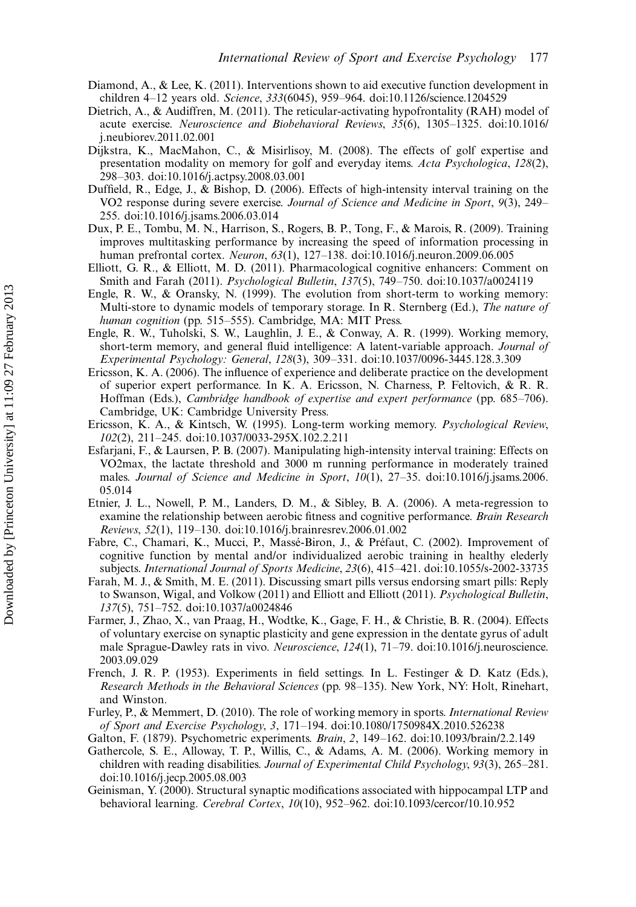Diamond, A., & Lee, K. (2011). Interventions shown to aid executive function development in children 4–12 years old. *Science*, *333*(6045), 959–964. doi:10.1126/science.1204529

Dietrich, A., & Audiffren, M. (2011). The reticular-activating hypofrontality (RAH) model of acute exercise. *Neuroscience and Biobehavioral Reviews*, *35*(6), 1305–1325. doi:10.1016/j.neubiorev.2011.02.001

Dijkstra, K., MacMahon, C., & Misirlisoy, M. (2008). The effects of golf expertise and presentation modality on memory for golf and everyday items. *Acta Psychologica*, *128*(2), 298–303. doi:10.1016/j.actpsy.2008.03.001

Duffield, R., Edge, J., & Bishop, D. (2006). Effects of high-intensity interval training on the VO2 response during severe exercise. *Journal of Science and Medicine in Sport*, *9*(3), 249–255. doi:10.1016/j.jsams.2006.03.014

Dux, P. E., Tombu, M. N., Harrison, S., Rogers, B. P., Tong, F., & Marois, R. (2009). Training improves multitasking performance by increasing the speed of information processing in human prefrontal cortex. *Neuron*, *63*(1), 127–138. doi:10.1016/j.neuron.2009.06.005

Elliott, G. R., & Elliott, M. D. (2011). Pharmacological cognitive enhancers: Comment on Smith and Farah (2011). *Psychological Bulletin*, *137*(5), 749–750. doi:10.1037/a0024119

Engle, R. W., & Oransky, N. (1999). The evolution from short-term to working memory: Multi-store to dynamic models of temporary storage. In R. Sternberg (Ed.), *The nature of human cognition* (pp. 515–555). Cambridge, MA: MIT Press.

Engle, R. W., Tuholski, S. W., Laughlin, J. E., & Conway, A. R. (1999). Working memory, short-term memory, and general fluid intelligence: A latent-variable approach. *Journal of Experimental Psychology: General*, *128*(3), 309–331. doi:10.1037/0096-3445.128.3.309

Ericsson, K. A. (2006). The influence of experience and deliberate practice on the development of superior expert performance. In K. A. Ericsson, N. Charness, P. Feltovich, & R. R. Hoffman (Eds.), *Cambridge handbook of expertise and expert performance* (pp. 685–706). Cambridge, UK: Cambridge University Press.

Ericsson, K. A., & Kintsch, W. (1995). Long-term working memory. *Psychological Review*, *102*(2), 211–245. doi:10.1037/0033-295X.102.2.211

Esfarjani, F., & Laursen, P. B. (2007). Manipulating high-intensity interval training: Effects on VO2max, the lactate threshold and 3000 m running performance in moderately trained males. *Journal of Science and Medicine in Sport*, *10*(1), 27–35. doi:10.1016/j.jsams.2006.05.014

Etnier, J. L., Nowell, P. M., Landers, D. M., & Sibley, B. A. (2006). A meta-regression to examine the relationship between aerobic fitness and cognitive performance. *Brain Research Reviews*, *52*(1), 119–130. doi:10.1016/j.brainresrev.2006.01.002

Fabre, C., Chamari, K., Mucci, P., Massé-Biron, J., & Préfaut, C. (2002). Improvement of cognitive function by mental and/or individualized aerobic training in healthy elederly subjects. *International Journal of Sports Medicine*, *23*(6), 415–421. doi:10.1055/s-2002-33735

Farah, M. J., & Smith, M. E. (2011). Discussing smart pills versus endorsing smart pills: Reply to Swanson, Wigal, and Volkow (2011) and Elliott and Elliott (2011). *Psychological Bulletin*, *137*(5), 751–752. doi:10.1037/a0024846

Farmer, J., Zhao, X., van Praag, H., Wodtke, K., Gage, F. H., & Christie, B. R. (2004). Effects of voluntary exercise on synaptic plasticity and gene expression in the dentate gyrus of adult male Sprague-Dawley rats in vivo. *Neuroscience*, *124*(1), 71–79. doi:10.1016/j.neuroscience.2003.09.029

French, J. R. P. (1953). Experiments in field settings. In L. Festinger & D. Katz (Eds.), *Research Methods in the Behavioral Sciences* (pp. 98–135). New York, NY: Holt, Rinehart, and Winston.

Furley, P., & Memmert, D. (2010). The role of working memory in sports. *International Review of Sport and Exercise Psychology*, *3*, 171–194. doi:10.1080/1750984X.2010.526238

Galton, F. (1879). Psychometric experiments. *Brain*, *2*, 149–162. doi:10.1093/brain/2.2.149

Gathercole, S. E., Alloway, T. P., Willis, C., & Adams, A. M. (2006). Working memory in children with reading disabilities. *Journal of Experimental Child Psychology*, *93*(3), 265–281. doi:10.1016/j.jecp.2005.08.003

Geinisman, Y. (2000). Structural synaptic modifications associated with hippocampal LTP and behavioral learning. *Cerebral Cortex*, *10*(10), 952–962. doi:10.1093/cercor/10.10.952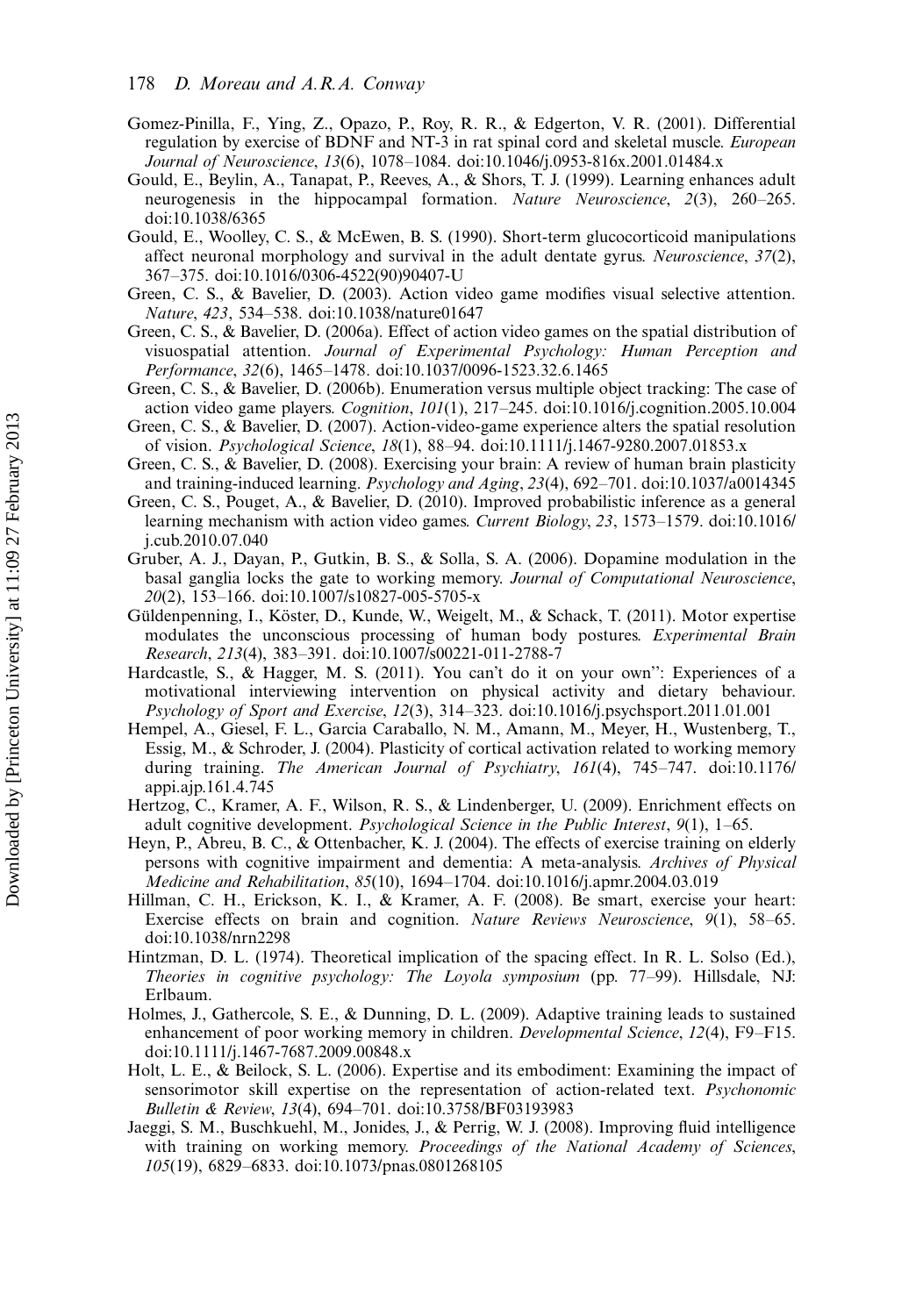Gomez-Pinilla, F., Ying, Z., Opazo, P., Roy, R. R., & Edgerton, V. R. (2001). Differential regulation by exercise of BDNF and NT-3 in rat spinal cord and skeletal muscle. *European Journal of Neuroscience*, *13*(6), 1078–1084. doi:10.1046/j.0953-816x.2001.01484.x

Gould, E., Beylin, A., Tanapat, P., Reeves, A., & Shors, T. J. (1999). Learning enhances adult neurogenesis in the hippocampal formation. *Nature Neuroscience*, *2*(3), 260–265. doi:10.1038/6365

Gould, E., Woolley, C. S., & McEwen, B. S. (1990). Short-term glucocorticoid manipulations affect neuronal morphology and survival in the adult dentate gyrus. *Neuroscience*, *37*(2), 367–375. doi:10.1016/0306-4522(90)90407-U

Green, C. S., & Bavelier, D. (2003). Action video game modifies visual selective attention. *Nature*, *423*, 534–538. doi:10.1038/nature01647

Green, C. S., & Bavelier, D. (2006a). Effect of action video games on the spatial distribution of visuospatial attention. *Journal of Experimental Psychology: Human Perception and Performance*, *32*(6), 1465–1478. doi:10.1037/0096-1523.32.6.1465

Green, C. S., & Bavelier, D. (2006b). Enumeration versus multiple object tracking: The case of action video game players. *Cognition*, *101*(1), 217–245. doi:10.1016/j.cognition.2005.10.004

Green, C. S., & Bavelier, D. (2007). Action-video-game experience alters the spatial resolution of vision. *Psychological Science*, *18*(1), 88–94. doi:10.1111/j.1467-9280.2007.01853.x

Green, C. S., & Bavelier, D. (2008). Exercising your brain: A review of human brain plasticity and training-induced learning. *Psychology and Aging*, *23*(4), 692–701. doi:10.1037/a0014345

Green, C. S., Pouget, A., & Bavelier, D. (2010). Improved probabilistic inference as a general learning mechanism with action video games. *Current Biology*, *23*, 1573–1579. doi:10.1016/j.cub.2010.07.040

Gruber, A. J., Dayan, P., Gutkin, B. S., & Solla, S. A. (2006). Dopamine modulation in the basal ganglia locks the gate to working memory. *Journal of Computational Neuroscience*, *20*(2), 153–166. doi:10.1007/s10827-005-5705-x

Güldenpenning, I., Köster, D., Kunde, W., Weigelt, M., & Schack, T. (2011). Motor expertise modulates the unconscious processing of human body postures. *Experimental Brain Research*, *213*(4), 383–391. doi:10.1007/s00221-011-2788-7

Hardcastle, S., & Hagger, M. S. (2011). You can't do it on your own'': Experiences of a motivational interviewing intervention on physical activity and dietary behaviour. *Psychology of Sport and Exercise*, *12*(3), 314–323. doi:10.1016/j.psychsport.2011.01.001

Hempel, A., Giesel, F. L., Garcia Caraballo, N. M., Amann, M., Meyer, H., Wustenberg, T., Essig, M., & Schroder, J. (2004). Plasticity of cortical activation related to working memory during training. *The American Journal of Psychiatry*, *161*(4), 745–747. doi:10.1176/appi.ajp.161.4.745

Hertzog, C., Kramer, A. F., Wilson, R. S., & Lindenberger, U. (2009). Enrichment effects on adult cognitive development. *Psychological Science in the Public Interest*, *9*(1), 1–65.

Heyn, P., Abreu, B. C., & Ottenbacher, K. J. (2004). The effects of exercise training on elderly persons with cognitive impairment and dementia: A meta-analysis. *Archives of Physical Medicine and Rehabilitation*, *85*(10), 1694–1704. doi:10.1016/j.apmr.2004.03.019

Hillman, C. H., Erickson, K. I., & Kramer, A. F. (2008). Be smart, exercise your heart: Exercise effects on brain and cognition. *Nature Reviews Neuroscience*, *9*(1), 58–65. doi:10.1038/nrn2298

Hintzman, D. L. (1974). Theoretical implication of the spacing effect. In R. L. Solso (Ed.), *Theories in cognitive psychology: The Loyola symposium* (pp. 77–99). Hillsdale, NJ: Erlbaum.

Holmes, J., Gathercole, S. E., & Dunning, D. L. (2009). Adaptive training leads to sustained enhancement of poor working memory in children. *Developmental Science*, *12*(4), F9–F15. doi:10.1111/j.1467-7687.2009.00848.x

Holt, L. E., & Beilock, S. L. (2006). Expertise and its embodiment: Examining the impact of sensorimotor skill expertise on the representation of action-related text. *Psychonomic Bulletin & Review*, *13*(4), 694–701. doi:10.3758/BF03193983

Jaeggi, S. M., Buschkuehl, M., Jonides, J., & Perrig, W. J. (2008). Improving fluid intelligence with training on working memory. *Proceedings of the National Academy of Sciences*, *105*(19), 6829–6833. doi:10.1073/pnas.0801268105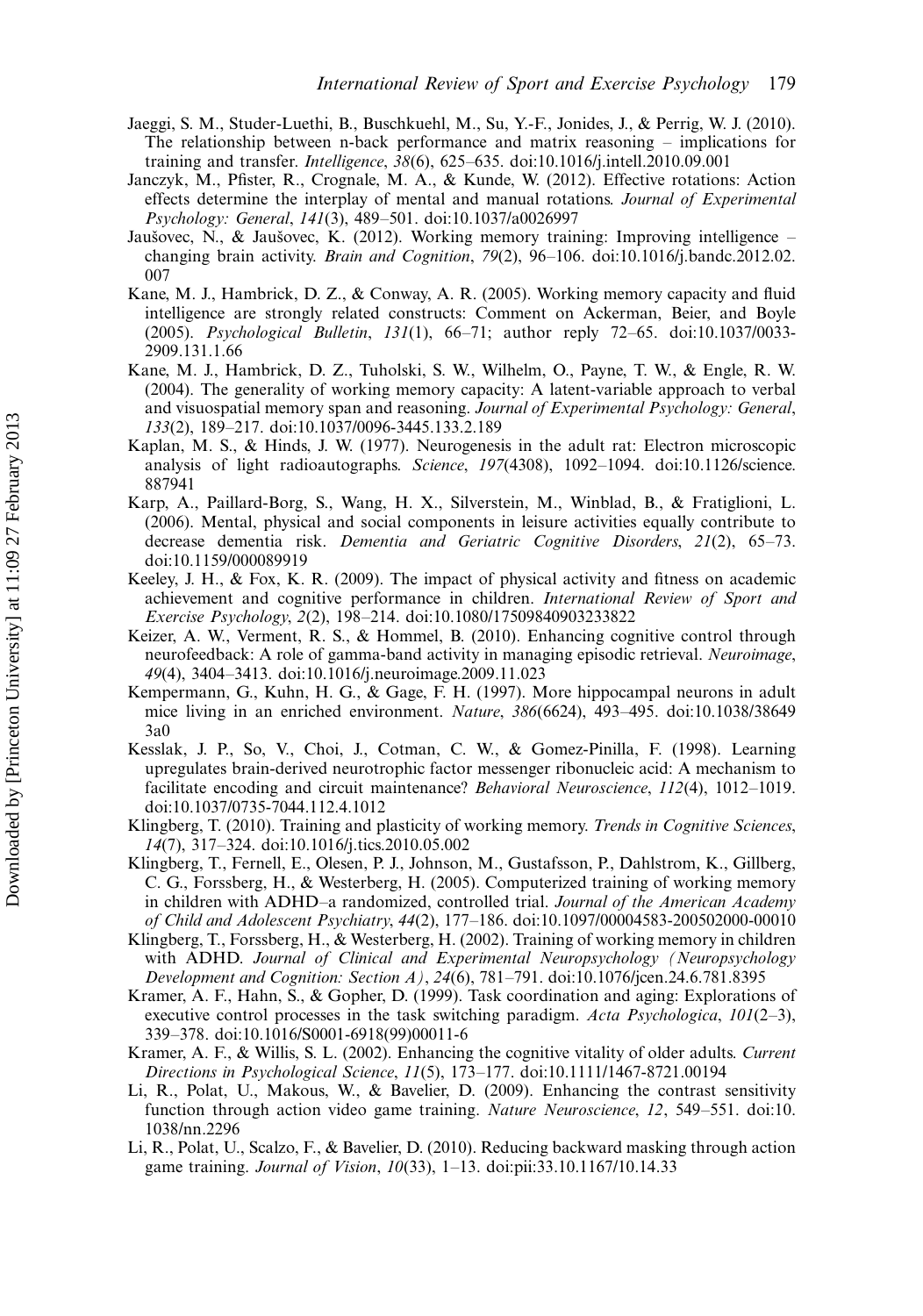Jaeggi, S. M., Studer-Luethi, B., Buschkuehl, M., Su, Y.-F., Jonides, J., & Perrig, W. J. (2010). The relationship between n-back performance and matrix reasoning – implications for training and transfer. *Intelligence*, *38*(6), 625–635. doi:10.1016/j.intell.2010.09.001

Janczyk, M., Pfister, R., Crognale, M. A., & Kunde, W. (2012). Effective rotations: Action effects determine the interplay of mental and manual rotations. *Journal of Experimental Psychology: General*, *141*(3), 489–501. doi:10.1037/a0026997

Jaušovec, N., & Jaušovec, K. (2012). Working memory training: Improving intelligence – changing brain activity. *Brain and Cognition*, *79*(2), 96–106. doi:10.1016/j.bandc.2012.02.007

Kane, M. J., Hambrick, D. Z., & Conway, A. R. (2005). Working memory capacity and fluid intelligence are strongly related constructs: Comment on Ackerman, Beier, and Boyle (2005). *Psychological Bulletin*, *131*(1), 66–71; author reply 72–65. doi:10.1037/0033-2909.131.1.66

Kane, M. J., Hambrick, D. Z., Tuholski, S. W., Wilhelm, O., Payne, T. W., & Engle, R. W. (2004). The generality of working memory capacity: A latent-variable approach to verbal and visuospatial memory span and reasoning. *Journal of Experimental Psychology: General*, *133*(2), 189–217. doi:10.1037/0096-3445.133.2.189

Kaplan, M. S., & Hinds, J. W. (1977). Neurogenesis in the adult rat: Electron microscopic analysis of light radioautographs. *Science*, *197*(4308), 1092–1094. doi:10.1126/science.887941

Karp, A., Paillard-Borg, S., Wang, H. X., Silverstein, M., Winblad, B., & Fratiglioni, L. (2006). Mental, physical and social components in leisure activities equally contribute to decrease dementia risk. *Dementia and Geriatric Cognitive Disorders*, *21*(2), 65–73. doi:10.1159/000089919

Keeley, J. H., & Fox, K. R. (2009). The impact of physical activity and fitness on academic achievement and cognitive performance in children. *International Review of Sport and Exercise Psychology*, *2*(2), 198–214. doi:10.1080/17509840903233822

Keizer, A. W., Verment, R. S., & Hommel, B. (2010). Enhancing cognitive control through neurofeedback: A role of gamma-band activity in managing episodic retrieval. *Neuroimage*, *49*(4), 3404–3413. doi:10.1016/j.neuroimage.2009.11.023

Kempermann, G., Kuhn, H. G., & Gage, F. H. (1997). More hippocampal neurons in adult mice living in an enriched environment. *Nature*, *386*(6624), 493–495. doi:10.1038/386493a0

Kesslak, J. P., So, V., Choi, J., Cotman, C. W., & Gomez-Pinilla, F. (1998). Learning upregulates brain-derived neurotrophic factor messenger ribonucleic acid: A mechanism to facilitate encoding and circuit maintenance? *Behavioral Neuroscience*, *112*(4), 1012–1019. doi:10.1037/0735-7044.112.4.1012

Klingberg, T. (2010). Training and plasticity of working memory. *Trends in Cognitive Sciences*, *14*(7), 317–324. doi:10.1016/j.tics.2010.05.002

Klingberg, T., Fernell, E., Olesen, P. J., Johnson, M., Gustafsson, P., Dahlstrom, K., Gillberg, C. G., Forssberg, H., & Westerberg, H. (2005). Computerized training of working memory in children with ADHD–a randomized, controlled trial. *Journal of the American Academy of Child and Adolescent Psychiatry*, *44*(2), 177–186. doi:10.1097/00004583-200502000-00010

Klingberg, T., Forssberg, H., & Westerberg, H. (2002). Training of working memory in children with ADHD. *Journal of Clinical and Experimental Neuropsychology (Neuropsychology Development and Cognition: Section A)*, *24*(6), 781–791. doi:10.1076/jcen.24.6.781.8395

Kramer, A. F., Hahn, S., & Gopher, D. (1999). Task coordination and aging: Explorations of executive control processes in the task switching paradigm. *Acta Psychologica*, *101*(2–3), 339–378. doi:10.1016/S0001-6918(99)00011-6

Kramer, A. F., & Willis, S. L. (2002). Enhancing the cognitive vitality of older adults. *Current Directions in Psychological Science*, *11*(5), 173–177. doi:10.1111/1467-8721.00194

Li, R., Polat, U., Makous, W., & Bavelier, D. (2009). Enhancing the contrast sensitivity function through action video game training. *Nature Neuroscience*, *12*, 549–551. doi:10.1038/nn.2296

Li, R., Polat, U., Scalzo, F., & Bavelier, D. (2010). Reducing backward masking through action game training. *Journal of Vision*, *10*(33), 1–13. doi:pii:33.10.1167/10.14.33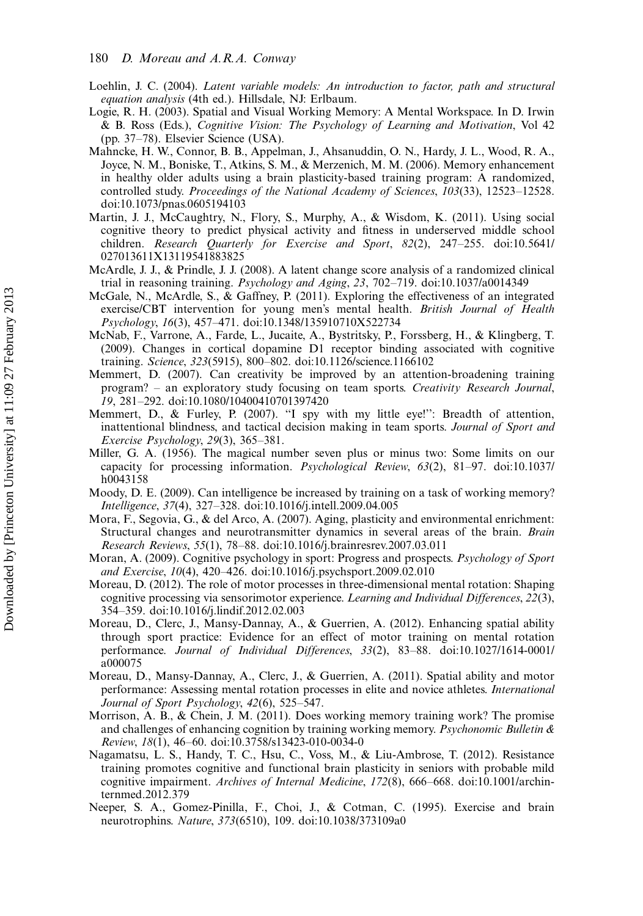Loehlin, J. C. (2004). *Latent variable models: An introduction to factor, path and structural equation analysis* (4th ed.). Hillsdale, NJ: Erlbaum.

Logie, R. H. (2003). Spatial and Visual Working Memory: A Mental Workspace. In D. Irwin & B. Ross (Eds.), *Cognitive Vision: The Psychology of Learning and Motivation*, Vol 42 (pp. 37–78). Elsevier Science (USA).

Mahncke, H. W., Connor, B. B., Appelman, J., Ahsanuddin, O. N., Hardy, J. L., Wood, R. A., Joyce, N. M., Boniske, T., Atkins, S. M., & Merzenich, M. M. (2006). Memory enhancement in healthy older adults using a brain plasticity-based training program: A randomized, controlled study. *Proceedings of the National Academy of Sciences*, *103*(33), 12523–12528. doi:10.1073/pnas.0605194103

Martin, J. J., McCaughtry, N., Flory, S., Murphy, A., & Wisdom, K. (2011). Using social cognitive theory to predict physical activity and fitness in underserved middle school children. *Research Quarterly for Exercise and Sport*, *82*(2), 247–255. doi:10.5641/027013611X13119541883825

McArdle, J. J., & Prindle, J. J. (2008). A latent change score analysis of a randomized clinical trial in reasoning training. *Psychology and Aging*, *23*, 702–719. doi:10.1037/a0014349

McGale, N., McArdle, S., & Gaffney, P. (2011). Exploring the effectiveness of an integrated exercise/CBT intervention for young men's mental health. *British Journal of Health Psychology*, *16*(3), 457–471. doi:10.1348/135910710X522734

McNab, F., Varrone, A., Farde, L., Jucaite, A., Bystritsky, P., Forssberg, H., & Klingberg, T. (2009). Changes in cortical dopamine D1 receptor binding associated with cognitive training. *Science*, *323*(5915), 800–802. doi:10.1126/science.1166102

Memmert, D. (2007). Can creativity be improved by an attention-broadening training program? – an exploratory study focusing on team sports. *Creativity Research Journal*, *19*, 281–292. doi:10.1080/10400410701397420

Memmert, D., & Furley, P. (2007). "I spy with my little eye!": Breadth of attention, inattentional blindness, and tactical decision making in team sports. *Journal of Sport and Exercise Psychology*, *29*(3), 365–381.

Miller, G. A. (1956). The magical number seven plus or minus two: Some limits on our capacity for processing information. *Psychological Review*, *63*(2), 81–97. doi:10.1037/h0043158

Moody, D. E. (2009). Can intelligence be increased by training on a task of working memory? *Intelligence*, *37*(4), 327–328. doi:10.1016/j.intell.2009.04.005

Mora, F., Segovia, G., & del Arco, A. (2007). Aging, plasticity and environmental enrichment: Structural changes and neurotransmitter dynamics in several areas of the brain. *Brain Research Reviews*, *55*(1), 78–88. doi:10.1016/j.brainresrev.2007.03.011

Moran, A. (2009). Cognitive psychology in sport: Progress and prospects. *Psychology of Sport and Exercise*, *10*(4), 420–426. doi:10.1016/j.psychsport.2009.02.010

Moreau, D. (2012). The role of motor processes in three-dimensional mental rotation: Shaping cognitive processing via sensorimotor experience. *Learning and Individual Differences*, *22*(3), 354–359. doi:10.1016/j.lindif.2012.02.003

Moreau, D., Clerc, J., Mansy-Dannay, A., & Guerrien, A. (2012). Enhancing spatial ability through sport practice: Evidence for an effect of motor training on mental rotation performance. *Journal of Individual Differences*, *33*(2), 83–88. doi:10.1027/1614-0001/a000075

Moreau, D., Mansy-Dannay, A., Clerc, J., & Guerrien, A. (2011). Spatial ability and motor performance: Assessing mental rotation processes in elite and novice athletes. *International Journal of Sport Psychology*, *42*(6), 525–547.

Morrison, A. B., & Chein, J. M. (2011). Does working memory training work? The promise and challenges of enhancing cognition by training working memory. *Psychonomic Bulletin & Review*, *18*(1), 46–60. doi:10.3758/s13423-010-0034-0

Nagamatsu, L. S., Handy, T. C., Hsu, C., Voss, M., & Liu-Ambrose, T. (2012). Resistance training promotes cognitive and functional brain plasticity in seniors with probable mild cognitive impairment. *Archives of Internal Medicine*, *172*(8), 666–668. doi:10.1001/archinternmed.2012.379

Neeper, S. A., Gomez-Pinilla, F., Choi, J., & Cotman, C. (1995). Exercise and brain neurotrophins. *Nature*, *373*(6510), 109. doi:10.1038/373109a0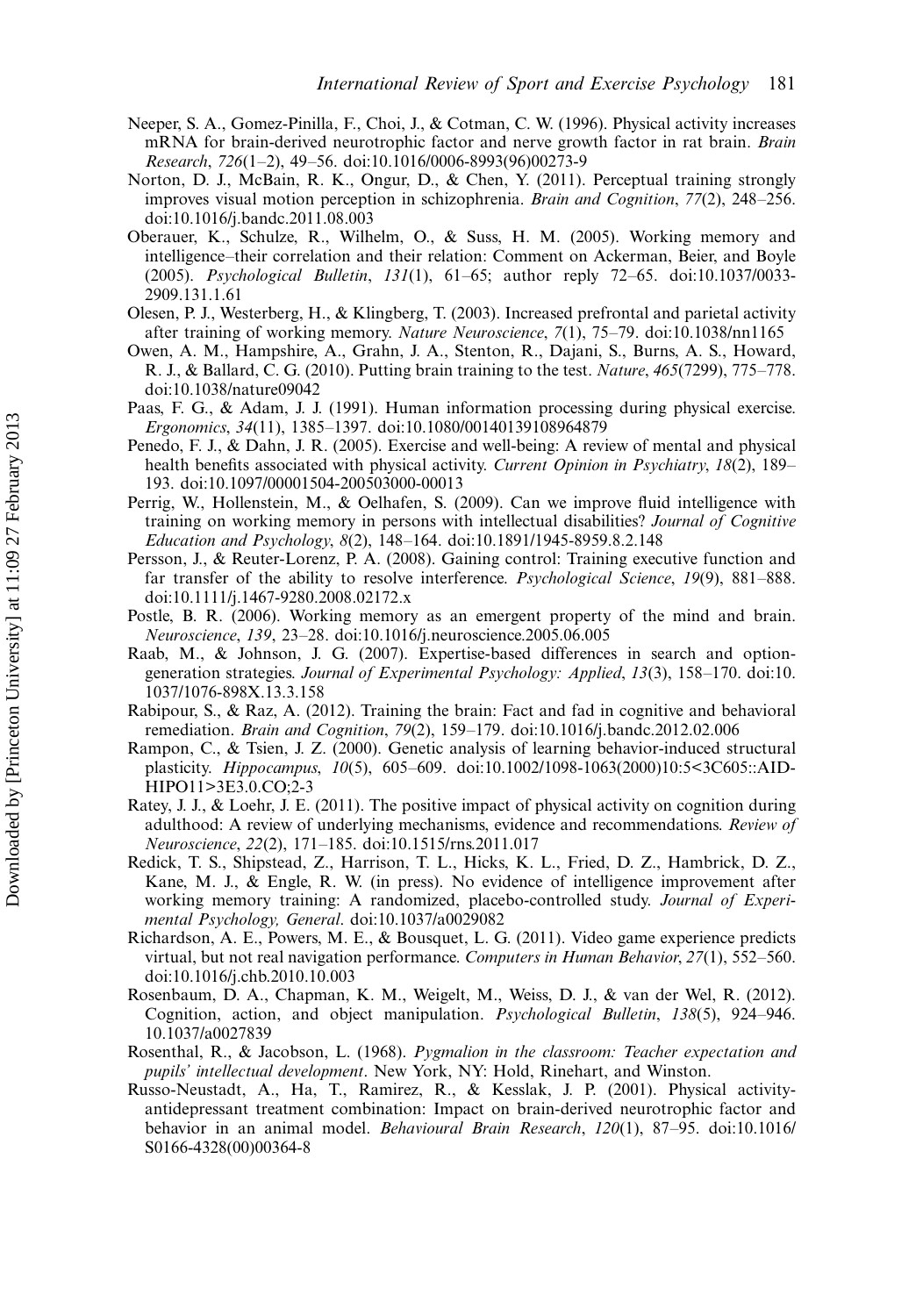Neeper, S. A., Gomez-Pinilla, F., Choi, J., & Cotman, C. W. (1996). Physical activity increases mRNA for brain-derived neurotrophic factor and nerve growth factor in rat brain. *Brain Research*, *726*(1–2), 49–56. doi:10.1016/0006-8993(96)00273-9

Norton, D. J., McBain, R. K., Ongur, D., & Chen, Y. (2011). Perceptual training strongly improves visual motion perception in schizophrenia. *Brain and Cognition*, *77*(2), 248–256. doi:10.1016/j.bandc.2011.08.003

Oberauer, K., Schulze, R., Wilhelm, O., & Suss, H. M. (2005). Working memory and intelligence–their correlation and their relation: Comment on Ackerman, Beier, and Boyle (2005). *Psychological Bulletin*, *131*(1), 61–65; author reply 72–65. doi:10.1037/0033-2909.131.1.61

Olesen, P. J., Westerberg, H., & Klingberg, T. (2003). Increased prefrontal and parietal activity after training of working memory. *Nature Neuroscience*, *7*(1), 75–79. doi:10.1038/nn1165

Owen, A. M., Hampshire, A., Grahn, J. A., Stenton, R., Dajani, S., Burns, A. S., Howard, R. J., & Ballard, C. G. (2010). Putting brain training to the test. *Nature*, *465*(7299), 775–778. doi:10.1038/nature09042

Paas, F. G., & Adam, J. J. (1991). Human information processing during physical exercise. *Ergonomics*, *34*(11), 1385–1397. doi:10.1080/00140139108964879

Penedo, F. J., & Dahn, J. R. (2005). Exercise and well-being: A review of mental and physical health benefits associated with physical activity. *Current Opinion in Psychiatry*, *18*(2), 189–193. doi:10.1097/00001504-200503000-00013

Perrig, W., Hollenstein, M., & Oelhafen, S. (2009). Can we improve fluid intelligence with training on working memory in persons with intellectual disabilities? *Journal of Cognitive Education and Psychology*, *8*(2), 148–164. doi:10.1891/1945-8959.8.2.148

Persson, J., & Reuter-Lorenz, P. A. (2008). Gaining control: Training executive function and far transfer of the ability to resolve interference. *Psychological Science*, *19*(9), 881–888. doi:10.1111/j.1467-9280.2008.02172.x

Postle, B. R. (2006). Working memory as an emergent property of the mind and brain. *Neuroscience*, *139*, 23–28. doi:10.1016/j.neuroscience.2005.06.005

Raab, M., & Johnson, J. G. (2007). Expertise-based differences in search and option-generation strategies. *Journal of Experimental Psychology: Applied*, *13*(3), 158–170. doi:10.1037/1076-898X.13.3.158

Rabipour, S., & Raz, A. (2012). Training the brain: Fact and fad in cognitive and behavioral remediation. *Brain and Cognition*, *79*(2), 159–179. doi:10.1016/j.bandc.2012.02.006

Rampon, C., & Tsien, J. Z. (2000). Genetic analysis of learning behavior-induced structural plasticity. *Hippocampus*, *10*(5), 605–609. doi:10.1002/1098-1063(2000)10:5<3C605::AID-HIPO11>3E3.0.CO;2-3

Ratey, J. J., & Loehr, J. E. (2011). The positive impact of physical activity on cognition during adulthood: A review of underlying mechanisms, evidence and recommendations. *Review of Neuroscience*, *22*(2), 171–185. doi:10.1515/rns.2011.017

Redick, T. S., Shipstead, Z., Harrison, T. L., Hicks, K. L., Fried, D. Z., Hambrick, D. Z., Kane, M. J., & Engle, R. W. (in press). No evidence of intelligence improvement after working memory training: A randomized, placebo-controlled study. *Journal of Experimental Psychology, General*. doi:10.1037/a0029082

Richardson, A. E., Powers, M. E., & Bousquet, L. G. (2011). Video game experience predicts virtual, but not real navigation performance. *Computers in Human Behavior*, *27*(1), 552–560. doi:10.1016/j.chb.2010.10.003

Rosenbaum, D. A., Chapman, K. M., Weigelt, M., Weiss, D. J., & van der Wel, R. (2012). Cognition, action, and object manipulation. *Psychological Bulletin*, *138*(5), 924–946. 10.1037/a0027839

Rosenthal, R., & Jacobson, L. (1968). *Pygmalion in the classroom: Teacher expectation and pupils' intellectual development*. New York, NY: Hold, Rinehart, and Winston.

Russo-Neustadt, A., Ha, T., Ramirez, R., & Kesslak, J. P. (2001). Physical activity-antidepressant treatment combination: Impact on brain-derived neurotrophic factor and behavior in an animal model. *Behavioural Brain Research*, *120*(1), 87–95. doi:10.1016/S0166-4328(00)00364-8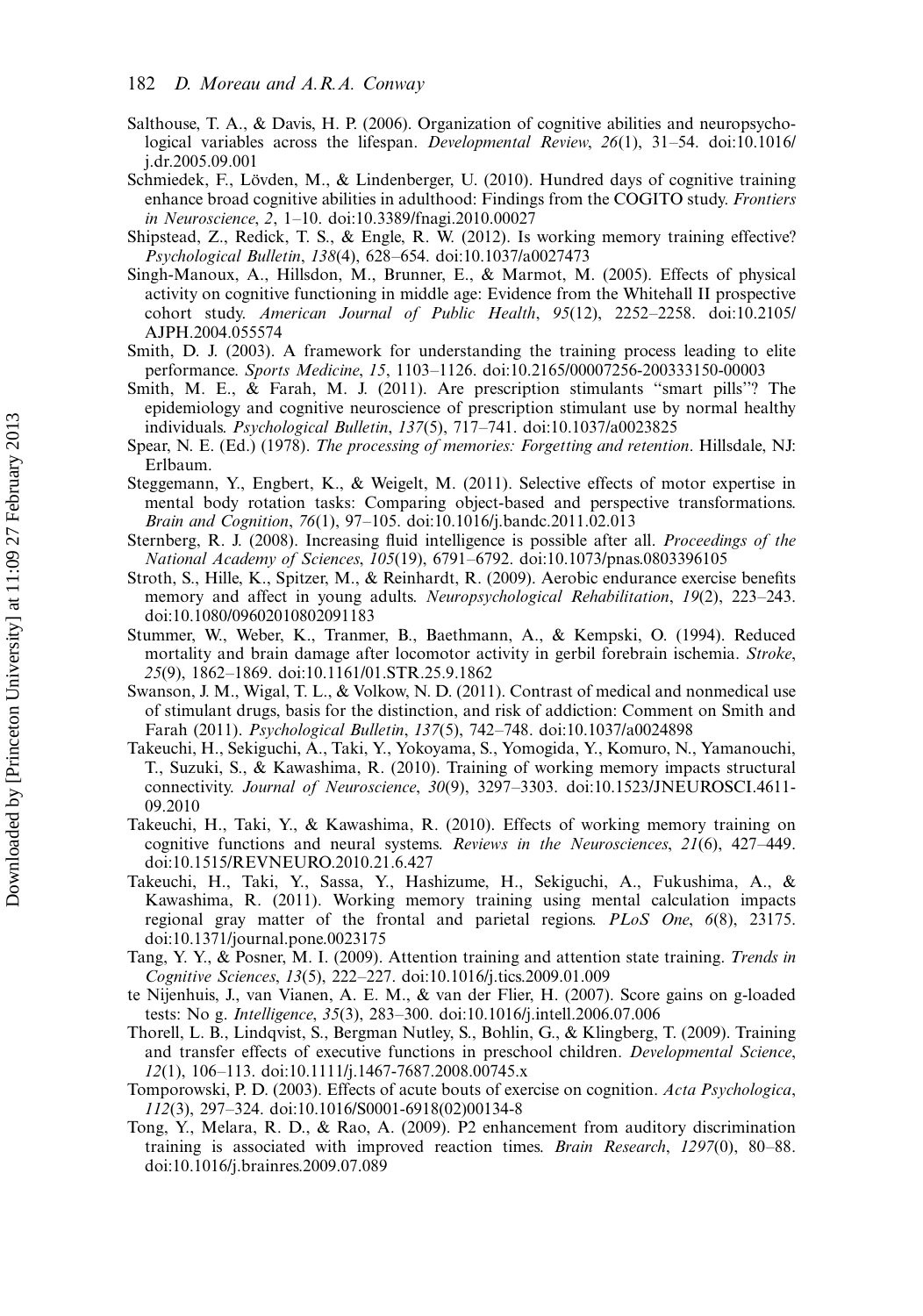Salthouse, T. A., & Davis, H. P. (2006). Organization of cognitive abilities and neuropsychological variables across the lifespan. *Developmental Review*, *26*(1), 31–54. doi:10.1016/j.dr.2005.09.001

Schmiedek, F., Lövden, M., & Lindenberger, U. (2010). Hundred days of cognitive training enhance broad cognitive abilities in adulthood: Findings from the COGITO study. *Frontiers in Neuroscience*, *2*, 1–10. doi:10.3389/fnagi.2010.00027

Shipstead, Z., Redick, T. S., & Engle, R. W. (2012). Is working memory training effective? *Psychological Bulletin*, *138*(4), 628–654. doi:10.1037/a0027473

Singh-Manoux, A., Hillsdon, M., Brunner, E., & Marmot, M. (2005). Effects of physical activity on cognitive functioning in middle age: Evidence from the Whitehall II prospective cohort study. *American Journal of Public Health*, *95*(12), 2252–2258. doi:10.2105/AJPH.2004.055574

Smith, D. J. (2003). A framework for understanding the training process leading to elite performance. *Sports Medicine*, *15*, 1103–1126. doi:10.2165/00007256-200333150-00003

Smith, M. E., & Farah, M. J. (2011). Are prescription stimulants ''smart pills''? The epidemiology and cognitive neuroscience of prescription stimulant use by normal healthy individuals. *Psychological Bulletin*, *137*(5), 717–741. doi:10.1037/a0023825

Spear, N. E. (Ed.) (1978). *The processing of memories: Forgetting and retention*. Hillsdale, NJ: Erlbaum.

Steggemann, Y., Engbert, K., & Weigelt, M. (2011). Selective effects of motor expertise in mental body rotation tasks: Comparing object-based and perspective transformations. *Brain and Cognition*, *76*(1), 97–105. doi:10.1016/j.bandc.2011.02.013

Sternberg, R. J. (2008). Increasing fluid intelligence is possible after all. *Proceedings of the National Academy of Sciences*, *105*(19), 6791–6792. doi:10.1073/pnas.0803396105

Stroth, S., Hille, K., Spitzer, M., & Reinhardt, R. (2009). Aerobic endurance exercise benefits memory and affect in young adults. *Neuropsychological Rehabilitation*, *19*(2), 223–243. doi:10.1080/09602010802091183

Stummer, W., Weber, K., Tranmer, B., Baethmann, A., & Kempski, O. (1994). Reduced mortality and brain damage after locomotor activity in gerbil forebrain ischemia. *Stroke*, *25*(9), 1862–1869. doi:10.1161/01.STR.25.9.1862

Swanson, J. M., Wigal, T. L., & Volkow, N. D. (2011). Contrast of medical and nonmedical use of stimulant drugs, basis for the distinction, and risk of addiction: Comment on Smith and Farah (2011). *Psychological Bulletin*, *137*(5), 742–748. doi:10.1037/a0024898

Takeuchi, H., Sekiguchi, A., Taki, Y., Yokoyama, S., Yomogida, Y., Komuro, N., Yamanouchi, T., Suzuki, S., & Kawashima, R. (2010). Training of working memory impacts structural connectivity. *Journal of Neuroscience*, *30*(9), 3297–3303. doi:10.1523/JNEUROSCI.4611-09.2010

Takeuchi, H., Taki, Y., & Kawashima, R. (2010). Effects of working memory training on cognitive functions and neural systems. *Reviews in the Neurosciences*, *21*(6), 427–449. doi:10.1515/REVNEURO.2010.21.6.427

Takeuchi, H., Taki, Y., Sassa, Y., Hashizume, H., Sekiguchi, A., Fukushima, A., & Kawashima, R. (2011). Working memory training using mental calculation impacts regional gray matter of the frontal and parietal regions. *PLoS One*, *6*(8), 23175. doi:10.1371/journal.pone.0023175

Tang, Y. Y., & Posner, M. I. (2009). Attention training and attention state training. *Trends in Cognitive Sciences*, *13*(5), 222–227. doi:10.1016/j.tics.2009.01.009

te Nijenhuis, J., van Vianen, A. E. M., & van der Flier, H. (2007). Score gains on g-loaded tests: No g. *Intelligence*, *35*(3), 283–300. doi:10.1016/j.intell.2006.07.006

Thorell, L. B., Lindqvist, S., Bergman Nutley, S., Bohlin, G., & Klingberg, T. (2009). Training and transfer effects of executive functions in preschool children. *Developmental Science*, *12*(1), 106–113. doi:10.1111/j.1467-7687.2008.00745.x

Tomporowski, P. D. (2003). Effects of acute bouts of exercise on cognition. *Acta Psychologica*, *112*(3), 297–324. doi:10.1016/S0001-6918(02)00134-8

Tong, Y., Melara, R. D., & Rao, A. (2009). P2 enhancement from auditory discrimination training is associated with improved reaction times. *Brain Research*, *1297*(0), 80–88. doi:10.1016/j.brainres.2009.07.089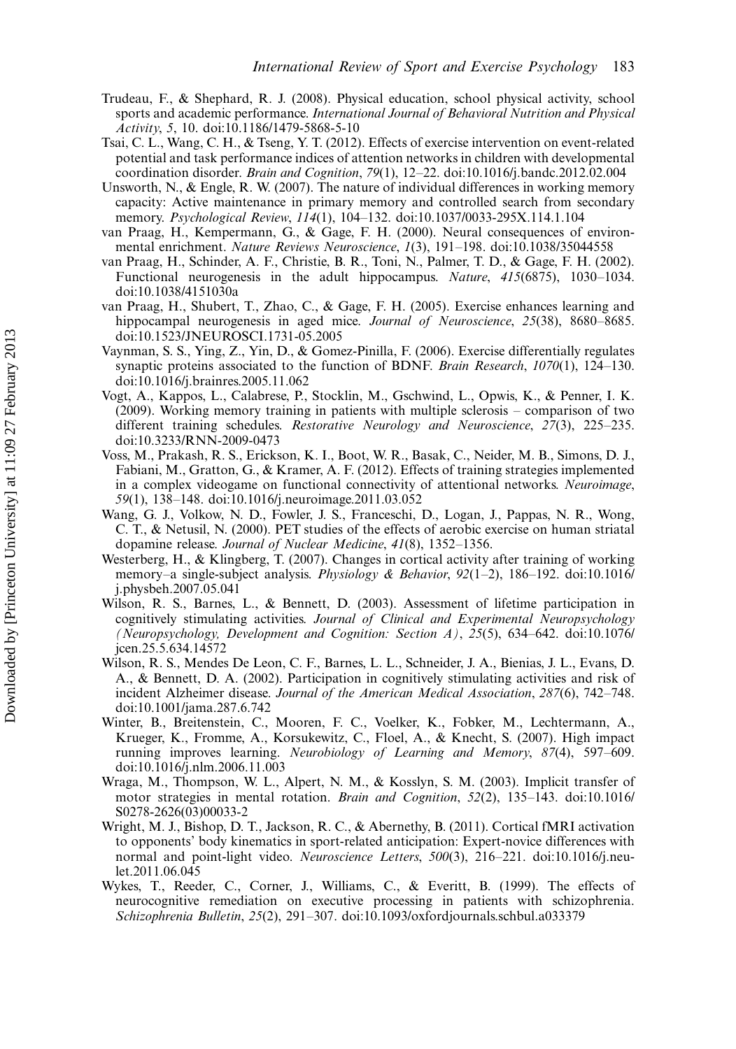Trudeau, F., & Shephard, R. J. (2008). Physical education, school physical activity, school sports and academic performance. *International Journal of Behavioral Nutrition and Physical Activity*, *5*, 10. doi:10.1186/1479-5868-5-10

Tsai, C. L., Wang, C. H., & Tseng, Y. T. (2012). Effects of exercise intervention on event-related potential and task performance indices of attention networks in children with developmental coordination disorder. *Brain and Cognition*, *79*(1), 12–22. doi:10.1016/j.bandc.2012.02.004

Unsworth, N., & Engle, R. W. (2007). The nature of individual differences in working memory capacity: Active maintenance in primary memory and controlled search from secondary memory. *Psychological Review*, *114*(1), 104–132. doi:10.1037/0033-295X.114.1.104

van Praag, H., Kempermann, G., & Gage, F. H. (2000). Neural consequences of environmental enrichment. *Nature Reviews Neuroscience*, *1*(3), 191–198. doi:10.1038/35044558

van Praag, H., Schinder, A. F., Christie, B. R., Toni, N., Palmer, T. D., & Gage, F. H. (2002). Functional neurogenesis in the adult hippocampus. *Nature*, *415*(6875), 1030–1034. doi:10.1038/4151030a

van Praag, H., Shubert, T., Zhao, C., & Gage, F. H. (2005). Exercise enhances learning and hippocampal neurogenesis in aged mice. *Journal of Neuroscience*, *25*(38), 8680–8685. doi:10.1523/JNEUROSCI.1731-05.2005

Vaynman, S. S., Ying, Z., Yin, D., & Gomez-Pinilla, F. (2006). Exercise differentially regulates synaptic proteins associated to the function of BDNF. *Brain Research*, *1070*(1), 124–130. doi:10.1016/j.brainres.2005.11.062

Vogt, A., Kappos, L., Calabrese, P., Stocklin, M., Gschwind, L., Opwis, K., & Penner, I. K. (2009). Working memory training in patients with multiple sclerosis – comparison of two different training schedules. *Restorative Neurology and Neuroscience*, *27*(3), 225–235. doi:10.3233/RNN-2009-0473

Voss, M., Prakash, R. S., Erickson, K. I., Boot, W. R., Basak, C., Neider, M. B., Simons, D. J., Fabiani, M., Gratton, G., & Kramer, A. F. (2012). Effects of training strategies implemented in a complex videogame on functional connectivity of attentional networks. *Neuroimage*, *59*(1), 138–148. doi:10.1016/j.neuroimage.2011.03.052

Wang, G. J., Volkow, N. D., Fowler, J. S., Franceschi, D., Logan, J., Pappas, N. R., Wong, C. T., & Netusil, N. (2000). PET studies of the effects of aerobic exercise on human striatal dopamine release. *Journal of Nuclear Medicine*, *41*(8), 1352–1356.

Westerberg, H., & Klingberg, T. (2007). Changes in cortical activity after training of working memory–a single-subject analysis. *Physiology & Behavior*, *92*(1–2), 186–192. doi:10.1016/j.physbeh.2007.05.041

Wilson, R. S., Barnes, L., & Bennett, D. (2003). Assessment of lifetime participation in cognitively stimulating activities. *Journal of Clinical and Experimental Neuropsychology (Neuropsychology, Development and Cognition: Section A)*, *25*(5), 634–642. doi:10.1076/jcen.25.5.634.14572

Wilson, R. S., Mendes De Leon, C. F., Barnes, L. L., Schneider, J. A., Bienias, J. L., Evans, D. A., & Bennett, D. A. (2002). Participation in cognitively stimulating activities and risk of incident Alzheimer disease. *Journal of the American Medical Association*, *287*(6), 742–748. doi:10.1001/jama.287.6.742

Winter, B., Breitenstein, C., Mooren, F. C., Voelker, K., Fobker, M., Lechtermann, A., Krueger, K., Fromme, A., Korsukewitz, C., Floel, A., & Knecht, S. (2007). High impact running improves learning. *Neurobiology of Learning and Memory*, *87*(4), 597–609. doi:10.1016/j.nlm.2006.11.003

Wraga, M., Thompson, W. L., Alpert, N. M., & Kosslyn, S. M. (2003). Implicit transfer of motor strategies in mental rotation. *Brain and Cognition*, *52*(2), 135–143. doi:10.1016/S0278-2626(03)00033-2

Wright, M. J., Bishop, D. T., Jackson, R. C., & Abernethy, B. (2011). Cortical fMRI activation to opponents' body kinematics in sport-related anticipation: Expert-novice differences with normal and point-light video. *Neuroscience Letters*, *500*(3), 216–221. doi:10.1016/j.neulet.2011.06.045

Wykes, T., Reeder, C., Corner, J., Williams, C., & Everitt, B. (1999). The effects of neurocognitive remediation on executive processing in patients with schizophrenia. *Schizophrenia Bulletin*, *25*(2), 291–307. doi:10.1093/oxfordjournals.schbul.a033379